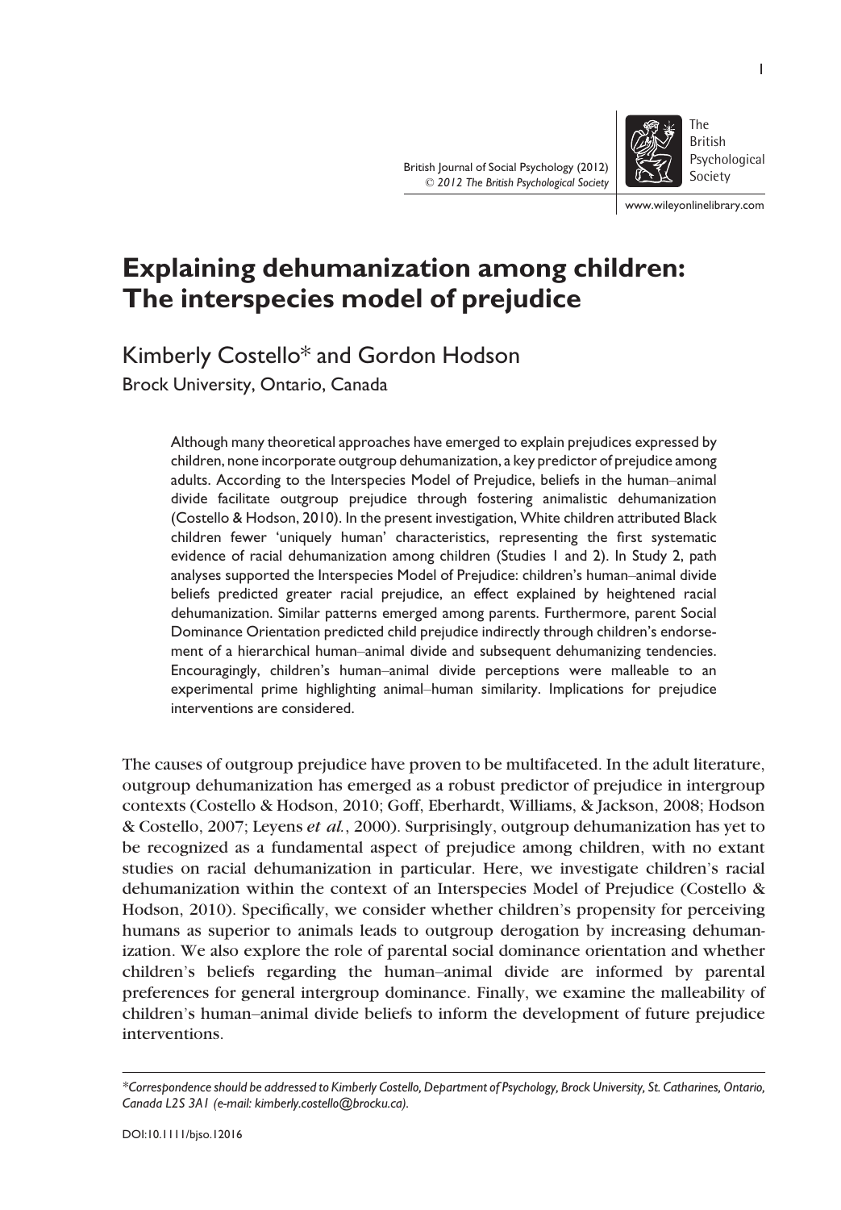British Journal of Social Psychology (2012)
© 2012 The British Psychological Society

www.wileyonlinelibrary.com

# Explaining dehumanization among children: The interspecies model of prejudice

Kimberly Costello* and Gordon Hodson

Brock University, Ontario, Canada

Although many theoretical approaches have emerged to explain prejudices expressed by children, none incorporate outgroup dehumanization, a key predictor of prejudice among adults. According to the Interspecies Model of Prejudice, beliefs in the human–animal divide facilitate outgroup prejudice through fostering animalistic dehumanization (Costello & Hodson, 2010). In the present investigation, White children attributed Black children fewer 'uniquely human' characteristics, representing the first systematic evidence of racial dehumanization among children (Studies 1 and 2). In Study 2, path analyses supported the Interspecies Model of Prejudice: children's human–animal divide beliefs predicted greater racial prejudice, an effect explained by heightened racial dehumanization. Similar patterns emerged among parents. Furthermore, parent Social Dominance Orientation predicted child prejudice indirectly through children's endorsement of a hierarchical human–animal divide and subsequent dehumanizing tendencies. Encouragingly, children's human–animal divide perceptions were malleable to an experimental prime highlighting animal–human similarity. Implications for prejudice interventions are considered.

The causes of outgroup prejudice have proven to be multifaceted. In the adult literature, outgroup dehumanization has emerged as a robust predictor of prejudice in intergroup contexts (Costello & Hodson, 2010; Goff, Eberhardt, Williams, & Jackson, 2008; Hodson & Costello, 2007; Leyens *et al.*, 2000). Surprisingly, outgroup dehumanization has yet to be recognized as a fundamental aspect of prejudice among children, with no extant studies on racial dehumanization in particular. Here, we investigate children's racial dehumanization within the context of an Interspecies Model of Prejudice (Costello & Hodson, 2010). Specifically, we consider whether children's propensity for perceiving humans as superior to animals leads to outgroup derogation by increasing dehumanization. We also explore the role of parental social dominance orientation and whether children's beliefs regarding the human–animal divide are informed by parental preferences for general intergroup dominance. Finally, we examine the malleability of children's human–animal divide beliefs to inform the development of future prejudice interventions.

*\*Correspondence should be addressed to Kimberly Costello, Department of Psychology, Brock University, St. Catharines, Ontario, Canada L2S 3A1 (e-mail: kimberly.costello@brocku.ca).*

DOI:10.1111/bjso.12016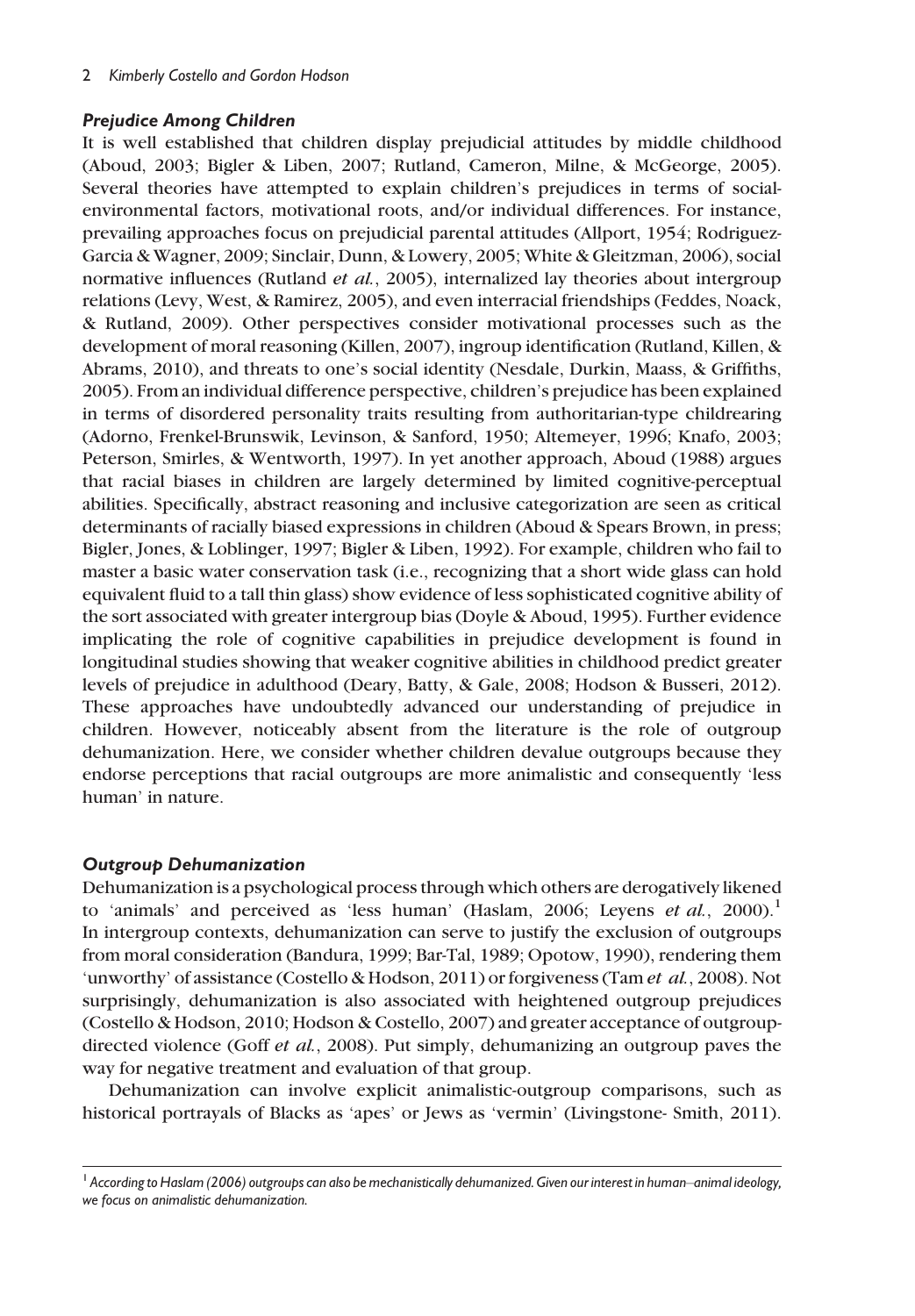### *Prejudice Among Children*

It is well established that children display prejudicial attitudes by middle childhood (Aboud, 2003; Bigler & Liben, 2007; Rutland, Cameron, Milne, & McGeorge, 2005). Several theories have attempted to explain children's prejudices in terms of social-environmental factors, motivational roots, and/or individual differences. For instance, prevailing approaches focus on prejudicial parental attitudes (Allport, 1954; Rodriguez-Garcia & Wagner, 2009; Sinclair, Dunn, & Lowery, 2005; White & Gleitzman, 2006), social normative influences (Rutland *et al.*, 2005), internalized lay theories about intergroup relations (Levy, West, & Ramirez, 2005), and even interracial friendships (Feddes, Noack, & Rutland, 2009). Other perspectives consider motivational processes such as the development of moral reasoning (Killen, 2007), ingroup identification (Rutland, Killen, & Abrams, 2010), and threats to one's social identity (Nesdale, Durkin, Maass, & Griffiths, 2005). From an individual difference perspective, children's prejudice has been explained in terms of disordered personality traits resulting from authoritarian-type childrearing (Adorno, Frenkel-Brunswik, Levinson, & Sanford, 1950; Altemeyer, 1996; Knafo, 2003; Peterson, Smirles, & Wentworth, 1997). In yet another approach, Aboud (1988) argues that racial biases in children are largely determined by limited cognitive-perceptual abilities. Specifically, abstract reasoning and inclusive categorization are seen as critical determinants of racially biased expressions in children (Aboud & Spears Brown, in press; Bigler, Jones, & Loblinger, 1997; Bigler & Liben, 1992). For example, children who fail to master a basic water conservation task (i.e., recognizing that a short wide glass can hold equivalent fluid to a tall thin glass) show evidence of less sophisticated cognitive ability of the sort associated with greater intergroup bias (Doyle & Aboud, 1995). Further evidence implicating the role of cognitive capabilities in prejudice development is found in longitudinal studies showing that weaker cognitive abilities in childhood predict greater levels of prejudice in adulthood (Deary, Batty, & Gale, 2008; Hodson & Busseri, 2012). These approaches have undoubtedly advanced our understanding of prejudice in children. However, noticeably absent from the literature is the role of outgroup dehumanization. Here, we consider whether children devalue outgroups because they endorse perceptions that racial outgroups are more animalistic and consequently 'less human' in nature.

### *Outgroup Dehumanization*

Dehumanization is a psychological process through which others are derogatively likened to 'animals' and perceived as 'less human' (Haslam, 2006; Leyens *et al.*, 2000).[1] In intergroup contexts, dehumanization can serve to justify the exclusion of outgroups from moral consideration (Bandura, 1999; Bar-Tal, 1989; Opotow, 1990), rendering them 'unworthy' of assistance (Costello & Hodson, 2011) or forgiveness (Tam *et al.*, 2008). Not surprisingly, dehumanization is also associated with heightened outgroup prejudices (Costello & Hodson, 2010; Hodson & Costello, 2007) and greater acceptance of outgroup-directed violence (Goff *et al.*, 2008). Put simply, dehumanizing an outgroup paves the way for negative treatment and evaluation of that group.

Dehumanization can involve explicit animalistic-outgroup comparisons, such as historical portrayals of Blacks as 'apes' or Jews as 'vermin' (Livingstone- Smith, 2011).

[1] *According to Haslam (2006) outgroups can also be mechanistically dehumanized. Given our interest in human–animal ideology, we focus on animalistic dehumanization.*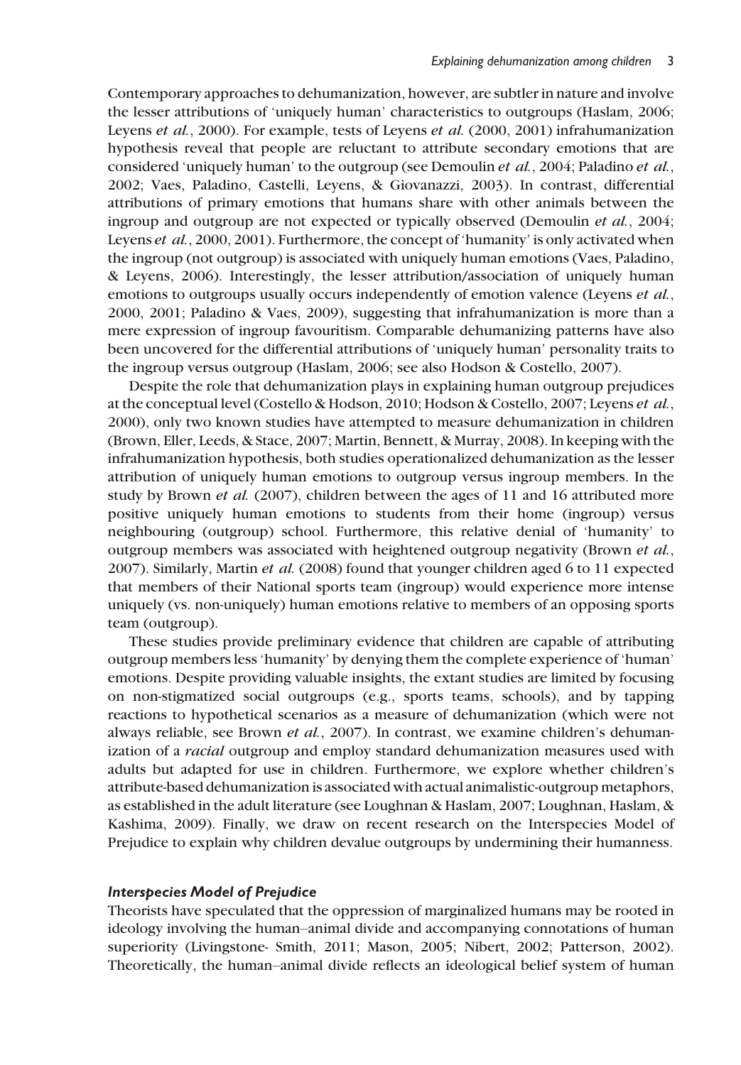Contemporary approaches to dehumanization, however, are subtler in nature and involve the lesser attributions of 'uniquely human' characteristics to outgroups (Haslam, 2006; Leyens *et al.*, 2000). For example, tests of Leyens *et al.* (2000, 2001) infrahumanization hypothesis reveal that people are reluctant to attribute secondary emotions that are considered 'uniquely human' to the outgroup (see Demoulin *et al.*, 2004; Paladino *et al.*, 2002; Vaes, Paladino, Castelli, Leyens, & Giovanazzi, 2003). In contrast, differential attributions of primary emotions that humans share with other animals between the ingroup and outgroup are not expected or typically observed (Demoulin *et al.*, 2004; Leyens *et al.*, 2000, 2001). Furthermore, the concept of 'humanity' is only activated when the ingroup (not outgroup) is associated with uniquely human emotions (Vaes, Paladino, & Leyens, 2006). Interestingly, the lesser attribution/association of uniquely human emotions to outgroups usually occurs independently of emotion valence (Leyens *et al.*, 2000, 2001; Paladino & Vaes, 2009), suggesting that infrahumanization is more than a mere expression of ingroup favouritism. Comparable dehumanizing patterns have also been uncovered for the differential attributions of 'uniquely human' personality traits to the ingroup versus outgroup (Haslam, 2006; see also Hodson & Costello, 2007).

Despite the role that dehumanization plays in explaining human outgroup prejudices at the conceptual level (Costello & Hodson, 2010; Hodson & Costello, 2007; Leyens *et al.*, 2000), only two known studies have attempted to measure dehumanization in children (Brown, Eller, Leeds, & Stace, 2007; Martin, Bennett, & Murray, 2008). In keeping with the infrahumanization hypothesis, both studies operationalized dehumanization as the lesser attribution of uniquely human emotions to outgroup versus ingroup members. In the study by Brown *et al.* (2007), children between the ages of 11 and 16 attributed more positive uniquely human emotions to students from their home (ingroup) versus neighbouring (outgroup) school. Furthermore, this relative denial of 'humanity' to outgroup members was associated with heightened outgroup negativity (Brown *et al.*, 2007). Similarly, Martin *et al.* (2008) found that younger children aged 6 to 11 expected that members of their National sports team (ingroup) would experience more intense uniquely (vs. non-uniquely) human emotions relative to members of an opposing sports team (outgroup).

These studies provide preliminary evidence that children are capable of attributing outgroup members less 'humanity' by denying them the complete experience of 'human' emotions. Despite providing valuable insights, the extant studies are limited by focusing on non-stigmatized social outgroups (e.g., sports teams, schools), and by tapping reactions to hypothetical scenarios as a measure of dehumanization (which were not always reliable, see Brown *et al.*, 2007). In contrast, we examine children's dehumanization of a *racial* outgroup and employ standard dehumanization measures used with adults but adapted for use in children. Furthermore, we explore whether children's attribute-based dehumanization is associated with actual animalistic-outgroup metaphors, as established in the adult literature (see Loughnan & Haslam, 2007; Loughnan, Haslam, & Kashima, 2009). Finally, we draw on recent research on the Interspecies Model of Prejudice to explain why children devalue outgroups by undermining their humanness.

### *Interspecies Model of Prejudice*

Theorists have speculated that the oppression of marginalized humans may be rooted in ideology involving the human–animal divide and accompanying connotations of human superiority (Livingstone- Smith, 2011; Mason, 2005; Nibert, 2002; Patterson, 2002). Theoretically, the human–animal divide reflects an ideological belief system of human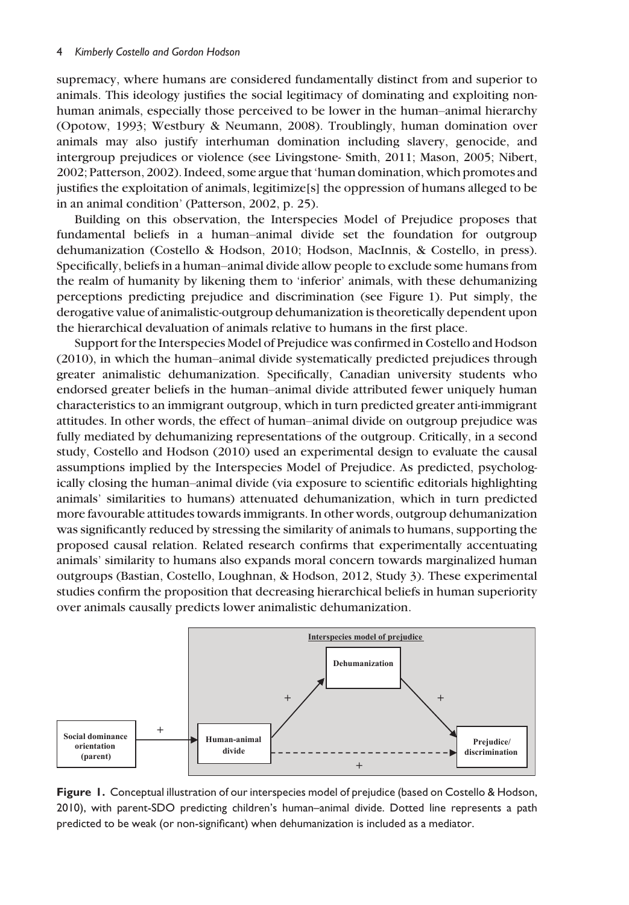supremacy, where humans are considered fundamentally distinct from and superior to animals. This ideology justifies the social legitimacy of dominating and exploiting non-human animals, especially those perceived to be lower in the human–animal hierarchy (Opotow, 1993; Westbury & Neumann, 2008). Troublingly, human domination over animals may also justify interhuman domination including slavery, genocide, and intergroup prejudices or violence (see Livingstone- Smith, 2011; Mason, 2005; Nibert, 2002; Patterson, 2002). Indeed, some argue that 'human domination, which promotes and justifies the exploitation of animals, legitimize[s] the oppression of humans alleged to be in an animal condition' (Patterson, 2002, p. 25).

Building on this observation, the Interspecies Model of Prejudice proposes that fundamental beliefs in a human–animal divide set the foundation for outgroup dehumanization (Costello & Hodson, 2010; Hodson, MacInnis, & Costello, in press). Specifically, beliefs in a human–animal divide allow people to exclude some humans from the realm of humanity by likening them to 'inferior' animals, with these dehumanizing perceptions predicting prejudice and discrimination (see Figure 1). Put simply, the derogative value of animalistic-outgroup dehumanization is theoretically dependent upon the hierarchical devaluation of animals relative to humans in the first place.

Support for the Interspecies Model of Prejudice was confirmed in Costello and Hodson (2010), in which the human–animal divide systematically predicted prejudices through greater animalistic dehumanization. Specifically, Canadian university students who endorsed greater beliefs in the human–animal divide attributed fewer uniquely human characteristics to an immigrant outgroup, which in turn predicted greater anti-immigrant attitudes. In other words, the effect of human–animal divide on outgroup prejudice was fully mediated by dehumanizing representations of the outgroup. Critically, in a second study, Costello and Hodson (2010) used an experimental design to evaluate the causal assumptions implied by the Interspecies Model of Prejudice. As predicted, psychologically closing the human–animal divide (via exposure to scientific editorials highlighting animals' similarities to humans) attenuated dehumanization, which in turn predicted more favourable attitudes towards immigrants. In other words, outgroup dehumanization was significantly reduced by stressing the similarity of animals to humans, supporting the proposed causal relation. Related research confirms that experimentally accentuating animals' similarity to humans also expands moral concern towards marginalized human outgroups (Bastian, Costello, Loughnan, & Hodson, 2012, Study 3). These experimental studies confirm the proposition that decreasing hierarchical beliefs in human superiority over animals causally predicts lower animalistic dehumanization.

**Figure 1.** Conceptual illustration of our interspecies model of prejudice (based on Costello & Hodson, 2010), with parent-SDO predicting children's human–animal divide. Dotted line represents a path predicted to be weak (or non-significant) when dehumanization is included as a mediator.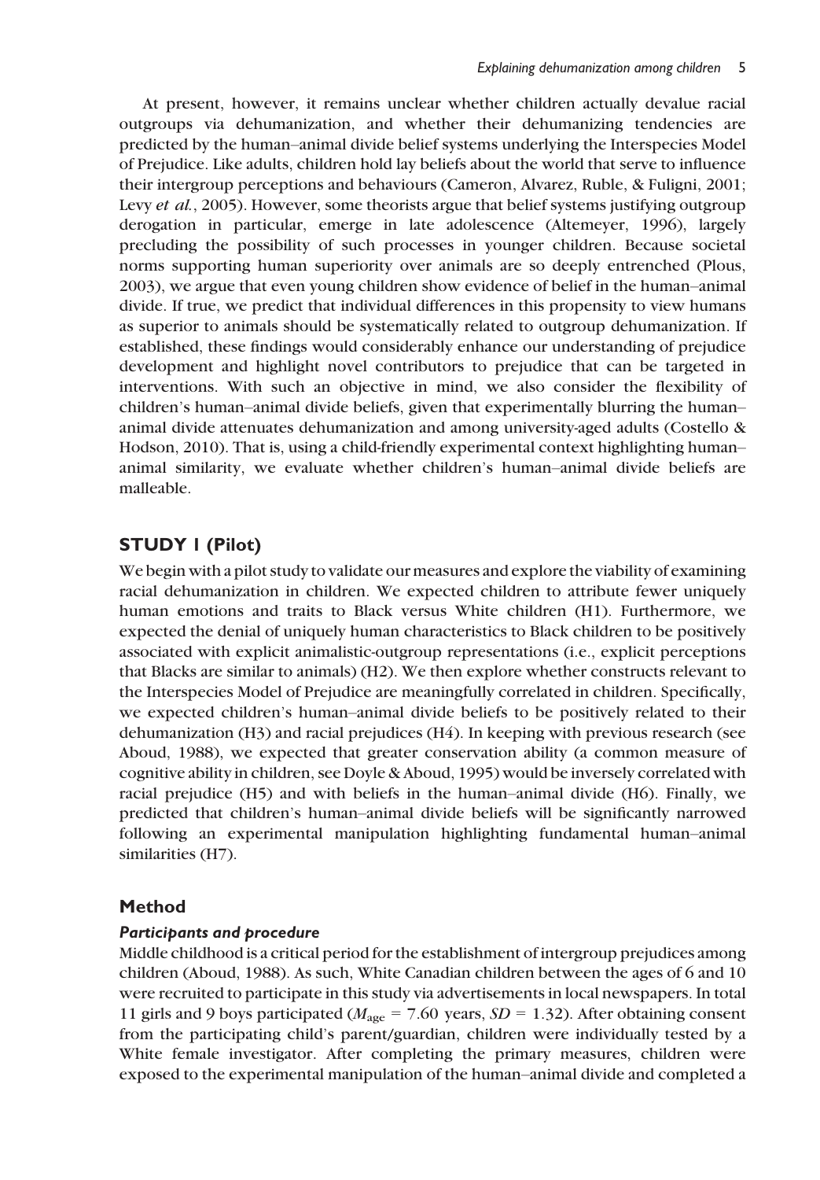At present, however, it remains unclear whether children actually devalue racial outgroups via dehumanization, and whether their dehumanizing tendencies are predicted by the human–animal divide belief systems underlying the Interspecies Model of Prejudice. Like adults, children hold lay beliefs about the world that serve to influence their intergroup perceptions and behaviours (Cameron, Alvarez, Ruble, & Fuligni, 2001; Levy *et al.*, 2005). However, some theorists argue that belief systems justifying outgroup derogation in particular, emerge in late adolescence (Altemeyer, 1996), largely precluding the possibility of such processes in younger children. Because societal norms supporting human superiority over animals are so deeply entrenched (Plous, 2003), we argue that even young children show evidence of belief in the human–animal divide. If true, we predict that individual differences in this propensity to view humans as superior to animals should be systematically related to outgroup dehumanization. If established, these findings would considerably enhance our understanding of prejudice development and highlight novel contributors to prejudice that can be targeted in interventions. With such an objective in mind, we also consider the flexibility of children's human–animal divide beliefs, given that experimentally blurring the human–animal divide attenuates dehumanization and among university-aged adults (Costello & Hodson, 2010). That is, using a child-friendly experimental context highlighting human–animal similarity, we evaluate whether children's human–animal divide beliefs are malleable.

## STUDY 1 (Pilot)

We begin with a pilot study to validate our measures and explore the viability of examining racial dehumanization in children. We expected children to attribute fewer uniquely human emotions and traits to Black versus White children (H1). Furthermore, we expected the denial of uniquely human characteristics to Black children to be positively associated with explicit animalistic-outgroup representations (i.e., explicit perceptions that Blacks are similar to animals) (H2). We then explore whether constructs relevant to the Interspecies Model of Prejudice are meaningfully correlated in children. Specifically, we expected children's human–animal divide beliefs to be positively related to their dehumanization (H3) and racial prejudices (H4). In keeping with previous research (see Aboud, 1988), we expected that greater conservation ability (a common measure of cognitive ability in children, see Doyle & Aboud, 1995) would be inversely correlated with racial prejudice (H5) and with beliefs in the human–animal divide (H6). Finally, we predicted that children's human–animal divide beliefs will be significantly narrowed following an experimental manipulation highlighting fundamental human–animal similarities (H7).

### Method

#### *Participants and procedure*

Middle childhood is a critical period for the establishment of intergroup prejudices among children (Aboud, 1988). As such, White Canadian children between the ages of 6 and 10 were recruited to participate in this study via advertisements in local newspapers. In total 11 girls and 9 boys participated ($M_{\text{age}} = 7.60$ years, $SD = 1.32$). After obtaining consent from the participating child's parent/guardian, children were individually tested by a White female investigator. After completing the primary measures, children were exposed to the experimental manipulation of the human–animal divide and completed a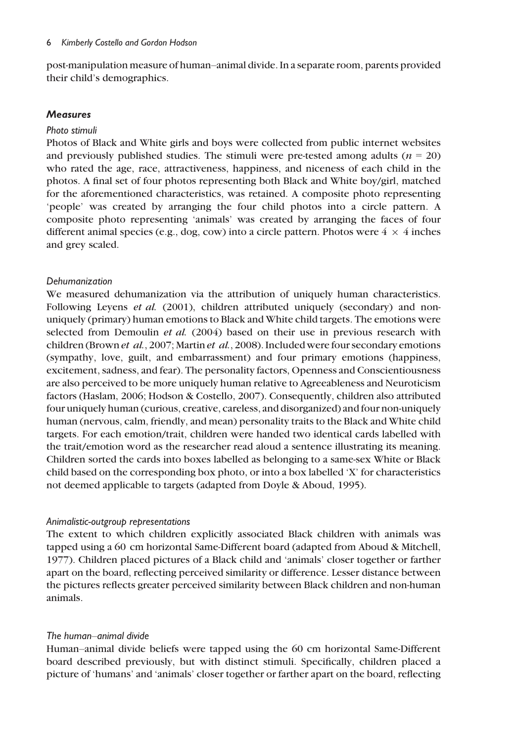post-manipulation measure of human–animal divide. In a separate room, parents provided their child's demographics.

### *Measures*

#### *Photo stimuli*

Photos of Black and White girls and boys were collected from public internet websites and previously published studies. The stimuli were pre-tested among adults ($n = 20$) who rated the age, race, attractiveness, happiness, and niceness of each child in the photos. A final set of four photos representing both Black and White boy/girl, matched for the aforementioned characteristics, was retained. A composite photo representing 'people' was created by arranging the four child photos into a circle pattern. A composite photo representing 'animals' was created by arranging the faces of four different animal species (e.g., dog, cow) into a circle pattern. Photos were $4 \times 4$ inches and grey scaled.

#### *Dehumanization*

We measured dehumanization via the attribution of uniquely human characteristics. Following Leyens *et al.* (2001), children attributed uniquely (secondary) and non-uniquely (primary) human emotions to Black and White child targets. The emotions were selected from Demoulin *et al.* (2004) based on their use in previous research with children (Brown *et al.*, 2007; Martin *et al.*, 2008). Included were four secondary emotions (sympathy, love, guilt, and embarrassment) and four primary emotions (happiness, excitement, sadness, and fear). The personality factors, Openness and Conscientiousness are also perceived to be more uniquely human relative to Agreeableness and Neuroticism factors (Haslam, 2006; Hodson & Costello, 2007). Consequently, children also attributed four uniquely human (curious, creative, careless, and disorganized) and four non-uniquely human (nervous, calm, friendly, and mean) personality traits to the Black and White child targets. For each emotion/trait, children were handed two identical cards labelled with the trait/emotion word as the researcher read aloud a sentence illustrating its meaning. Children sorted the cards into boxes labelled as belonging to a same-sex White or Black child based on the corresponding box photo, or into a box labelled 'X' for characteristics not deemed applicable to targets (adapted from Doyle & Aboud, 1995).

#### *Animalistic-outgroup representations*

The extent to which children explicitly associated Black children with animals was tapped using a 60 cm horizontal Same-Different board (adapted from Aboud & Mitchell, 1977). Children placed pictures of a Black child and 'animals' closer together or farther apart on the board, reflecting perceived similarity or difference. Lesser distance between the pictures reflects greater perceived similarity between Black children and non-human animals.

#### *The human–animal divide*

Human–animal divide beliefs were tapped using the 60 cm horizontal Same-Different board described previously, but with distinct stimuli. Specifically, children placed a picture of 'humans' and 'animals' closer together or farther apart on the board, reflecting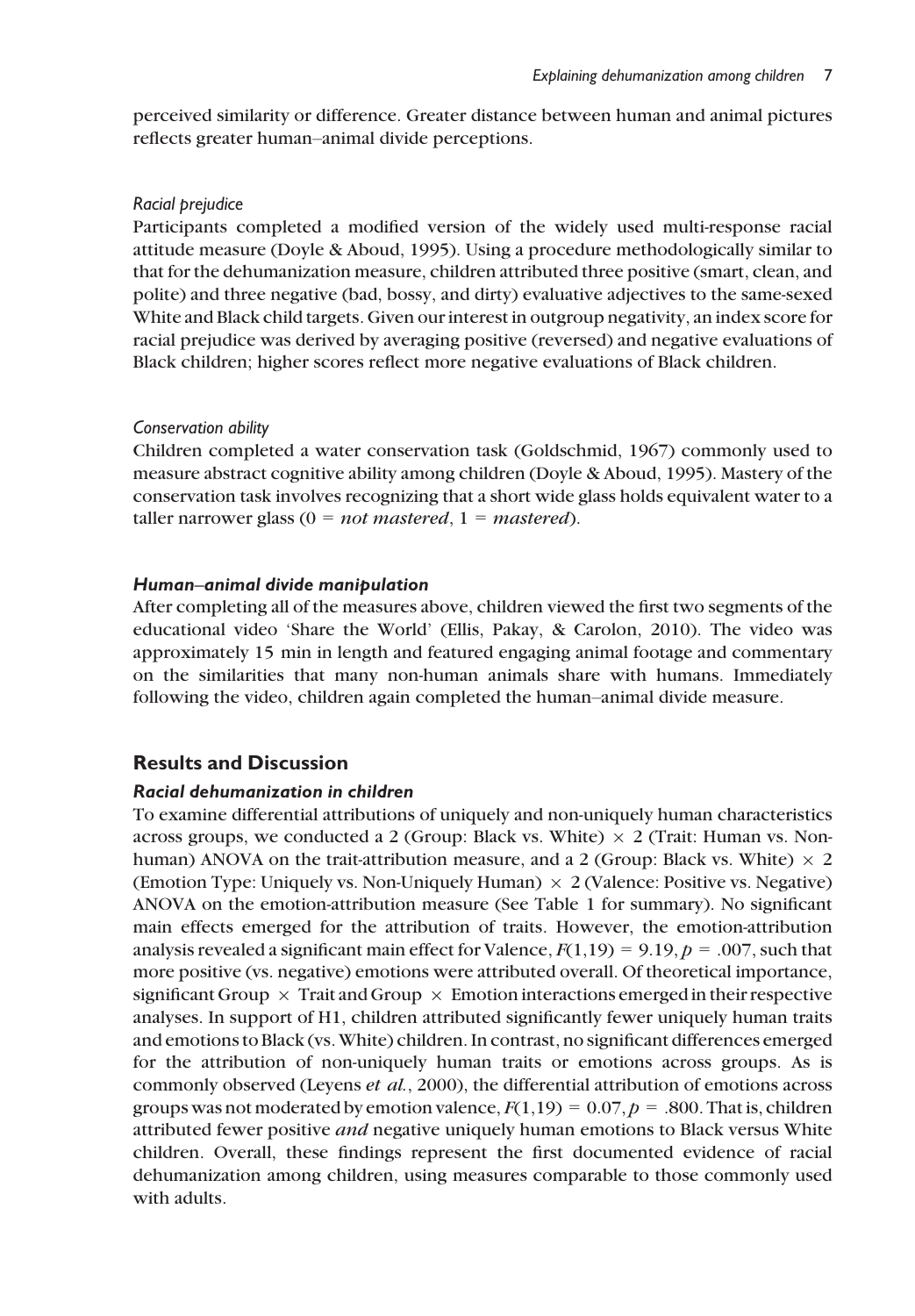perceived similarity or difference. Greater distance between human and animal pictures reflects greater human–animal divide perceptions.

#### *Racial prejudice*

Participants completed a modified version of the widely used multi-response racial attitude measure (Doyle & Aboud, 1995). Using a procedure methodologically similar to that for the dehumanization measure, children attributed three positive (smart, clean, and polite) and three negative (bad, bossy, and dirty) evaluative adjectives to the same-sexed White and Black child targets. Given our interest in outgroup negativity, an index score for racial prejudice was derived by averaging positive (reversed) and negative evaluations of Black children; higher scores reflect more negative evaluations of Black children.

#### *Conservation ability*

Children completed a water conservation task (Goldschmid, 1967) commonly used to measure abstract cognitive ability among children (Doyle & Aboud, 1995). Mastery of the conservation task involves recognizing that a short wide glass holds equivalent water to a taller narrower glass (0 = *not mastered*, 1 = *mastered*).

### *Human–animal divide manipulation*

After completing all of the measures above, children viewed the first two segments of the educational video 'Share the World' (Ellis, Pakay, & Carolon, 2010). The video was approximately 15 min in length and featured engaging animal footage and commentary on the similarities that many non-human animals share with humans. Immediately following the video, children again completed the human–animal divide measure.

## Results and Discussion

### *Racial dehumanization in children*

To examine differential attributions of uniquely and non-uniquely human characteristics across groups, we conducted a 2 (Group: Black vs. White) × 2 (Trait: Human vs. Non-human) ANOVA on the trait-attribution measure, and a 2 (Group: Black vs. White) × 2 (Emotion Type: Uniquely vs. Non-Uniquely Human) × 2 (Valence: Positive vs. Negative) ANOVA on the emotion-attribution measure (See Table 1 for summary). No significant main effects emerged for the attribution of traits. However, the emotion-attribution analysis revealed a significant main effect for Valence, $F(1,19) = 9.19, p = .007$, such that more positive (vs. negative) emotions were attributed overall. Of theoretical importance, significant Group × Trait and Group × Emotion interactions emerged in their respective analyses. In support of H1, children attributed significantly fewer uniquely human traits and emotions to Black (vs. White) children. In contrast, no significant differences emerged for the attribution of non-uniquely human traits or emotions across groups. As is commonly observed (Leyens *et al.*, 2000), the differential attribution of emotions across groups was not moderated by emotion valence, $F(1,19) = 0.07, p = .800$. That is, children attributed fewer positive *and* negative uniquely human emotions to Black versus White children. Overall, these findings represent the first documented evidence of racial dehumanization among children, using measures comparable to those commonly used with adults.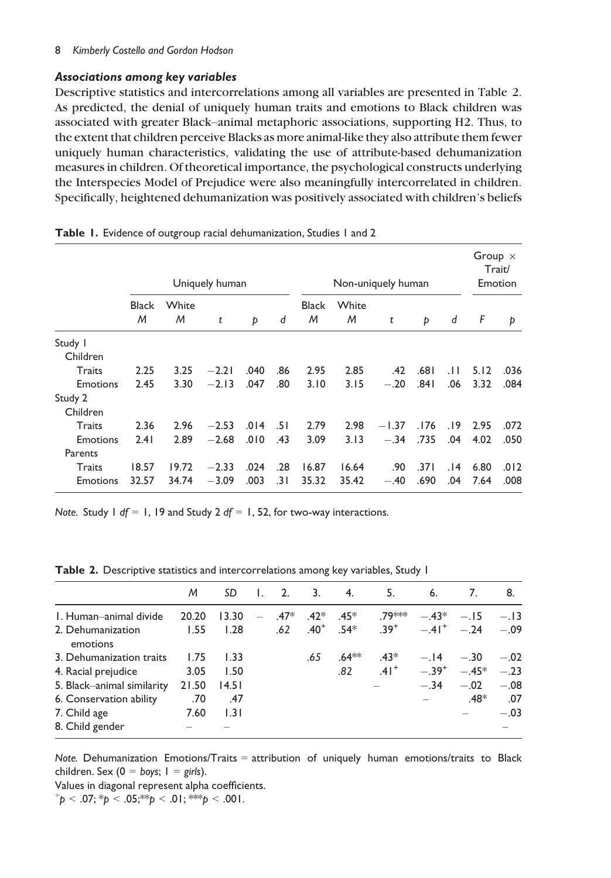### *Associations among key variables*

Descriptive statistics and intercorrelations among all variables are presented in Table 2. As predicted, the denial of uniquely human traits and emotions to Black children was associated with greater Black–animal metaphoric associations, supporting H2. Thus, to the extent that children perceive Blacks as more animal-like they also attribute them fewer uniquely human characteristics, validating the use of attribute-based dehumanization measures in children. Of theoretical importance, the psychological constructs underlying the Interspecies Model of Prejudice were also meaningfully intercorrelated in children. Specifically, heightened dehumanization was positively associated with children's beliefs

**Table 1.** Evidence of outgroup racial dehumanization, Studies 1 and 2

| | Uniquely human | | | | | Non-uniquely human | | | | | Group × Trait/Emotion | |
|---|---|---|---|---|---|---|---|---|---|---|---|---|
| | Black *M* | White *M* | *t* | *p* | *d* | Black *M* | White *M* | *t* | *p* | *d* | *F* | *p* |
| Study 1 | | | | | | | | | | | | |
| Children | | | | | | | | | | | | |
| Traits | 2.25 | 3.25 | −2.21 | .040 | .86 | 2.95 | 2.85 | .42 | .681 | .11 | 5.12 | .036 |
| Emotions | 2.45 | 3.30 | −2.13 | .047 | .80 | 3.10 | 3.15 | −.20 | .841 | .06 | 3.32 | .084 |
| Study 2 | | | | | | | | | | | | |
| Children | | | | | | | | | | | | |
| Traits | 2.36 | 2.96 | −2.53 | .014 | .51 | 2.79 | 2.98 | −1.37 | .176 | .19 | 2.95 | .072 |
| Emotions | 2.41 | 2.89 | −2.68 | .010 | .43 | 3.09 | 3.13 | −.34 | .735 | .04 | 4.02 | .050 |
| Parents | | | | | | | | | | | | |
| Traits | 18.57 | 19.72 | −2.33 | .024 | .28 | 16.87 | 16.64 | .90 | .371 | .14 | 6.80 | .012 |
| Emotions | 32.57 | 34.74 | −3.09 | .003 | .31 | 35.32 | 35.42 | −.40 | .690 | .04 | 7.64 | .008 |

*Note.* Study 1 $df = 1, 19$ and Study 2 $df = 1, 52$, for two-way interactions.

**Table 2.** Descriptive statistics and intercorrelations among key variables, Study 1

| | *M* | *SD* | 1. | 2. | 3. | 4. | 5. | 6. | 7. | 8. |
|---|---|---|---|---|---|---|---|---|---|---|
| 1. Human–animal divide | 20.20 | 13.30 | – | .47* | .42* | .45* | .79*** | −.43* | −.15 | −.13 |
| 2. Dehumanization emotions | 1.55 | 1.28 | | .62 | .40⁺ | .54* | .39⁺ | −.41⁺ | −.24 | −.09 |
| 3. Dehumanization traits | 1.75 | 1.33 | | | .65 | .64** | .43* | −.14 | −.30 | −.02 |
| 4. Racial prejudice | 3.05 | 1.50 | | | | .82 | .41⁺ | −.39⁺ | −.45* | −.23 |
| 5. Black–animal similarity | 21.50 | 14.51 | | | | | – | −.34 | −.02 | −.08 |
| 6. Conservation ability | .70 | .47 | | | | | | – | .48* | .07 |
| 7. Child age | 7.60 | 1.31 | | | | | | | – | −.03 |
| 8. Child gender | – | – | | | | | | | | – |

*Note.* Dehumanization Emotions/Traits = attribution of uniquely human emotions/traits to Black children. Sex (0 = *boys*; 1 = *girls*).

Values in diagonal represent alpha coefficients.

⁺$p < .07$; *$p < .05$; **$p < .01$; ***$p < .001$.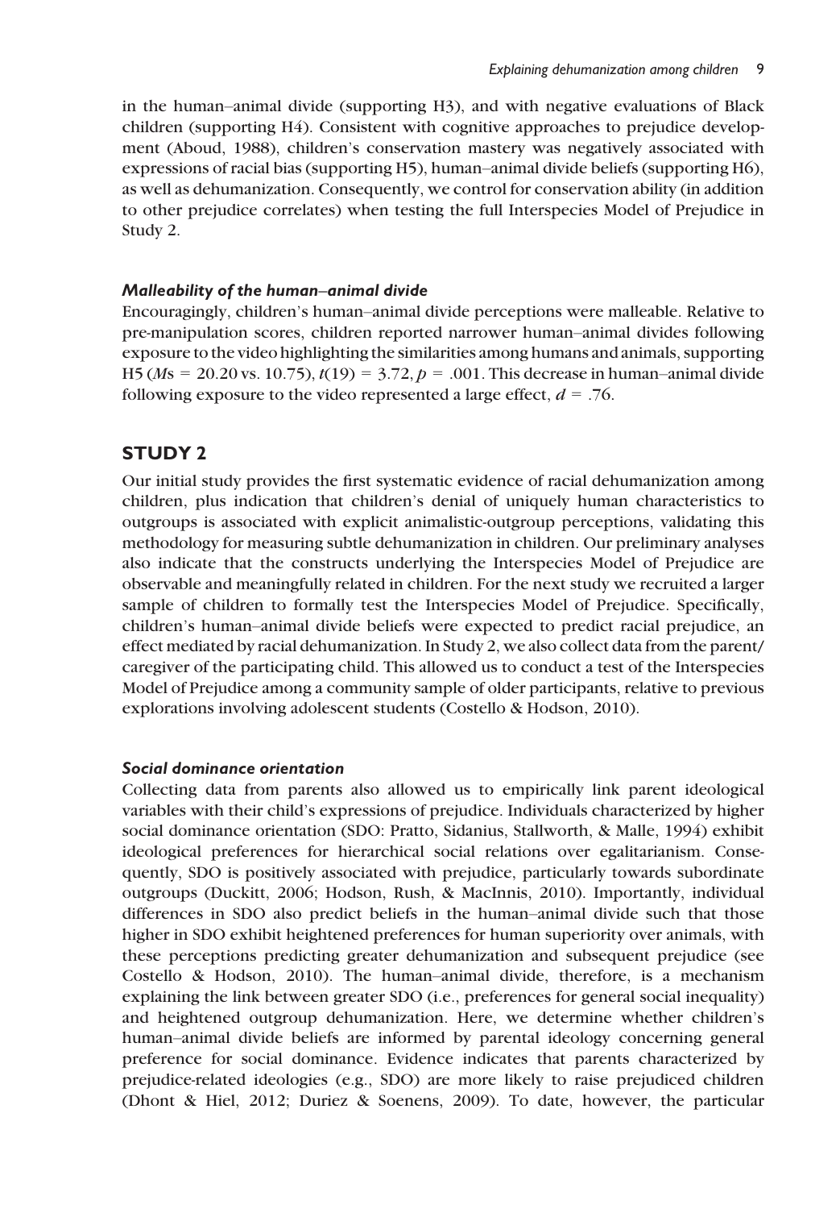in the human–animal divide (supporting H3), and with negative evaluations of Black children (supporting H4). Consistent with cognitive approaches to prejudice development (Aboud, 1988), children's conservation mastery was negatively associated with expressions of racial bias (supporting H5), human–animal divide beliefs (supporting H6), as well as dehumanization. Consequently, we control for conservation ability (in addition to other prejudice correlates) when testing the full Interspecies Model of Prejudice in Study 2.

### *Malleability of the human–animal divide*

Encouragingly, children's human–animal divide perceptions were malleable. Relative to pre-manipulation scores, children reported narrower human–animal divides following exposure to the video highlighting the similarities among humans and animals, supporting H5 ($M$s = 20.20 vs. 10.75), $t(19) = 3.72$, $p = .001$. This decrease in human–animal divide following exposure to the video represented a large effect, $d = .76$.

## STUDY 2

Our initial study provides the first systematic evidence of racial dehumanization among children, plus indication that children's denial of uniquely human characteristics to outgroups is associated with explicit animalistic-outgroup perceptions, validating this methodology for measuring subtle dehumanization in children. Our preliminary analyses also indicate that the constructs underlying the Interspecies Model of Prejudice are observable and meaningfully related in children. For the next study we recruited a larger sample of children to formally test the Interspecies Model of Prejudice. Specifically, children's human–animal divide beliefs were expected to predict racial prejudice, an effect mediated by racial dehumanization. In Study 2, we also collect data from the parent/caregiver of the participating child. This allowed us to conduct a test of the Interspecies Model of Prejudice among a community sample of older participants, relative to previous explorations involving adolescent students (Costello & Hodson, 2010).

### *Social dominance orientation*

Collecting data from parents also allowed us to empirically link parent ideological variables with their child's expressions of prejudice. Individuals characterized by higher social dominance orientation (SDO: Pratto, Sidanius, Stallworth, & Malle, 1994) exhibit ideological preferences for hierarchical social relations over egalitarianism. Consequently, SDO is positively associated with prejudice, particularly towards subordinate outgroups (Duckitt, 2006; Hodson, Rush, & MacInnis, 2010). Importantly, individual differences in SDO also predict beliefs in the human–animal divide such that those higher in SDO exhibit heightened preferences for human superiority over animals, with these perceptions predicting greater dehumanization and subsequent prejudice (see Costello & Hodson, 2010). The human–animal divide, therefore, is a mechanism explaining the link between greater SDO (i.e., preferences for general social inequality) and heightened outgroup dehumanization. Here, we determine whether children's human–animal divide beliefs are informed by parental ideology concerning general preference for social dominance. Evidence indicates that parents characterized by prejudice-related ideologies (e.g., SDO) are more likely to raise prejudiced children (Dhont & Hiel, 2012; Duriez & Soenens, 2009). To date, however, the particular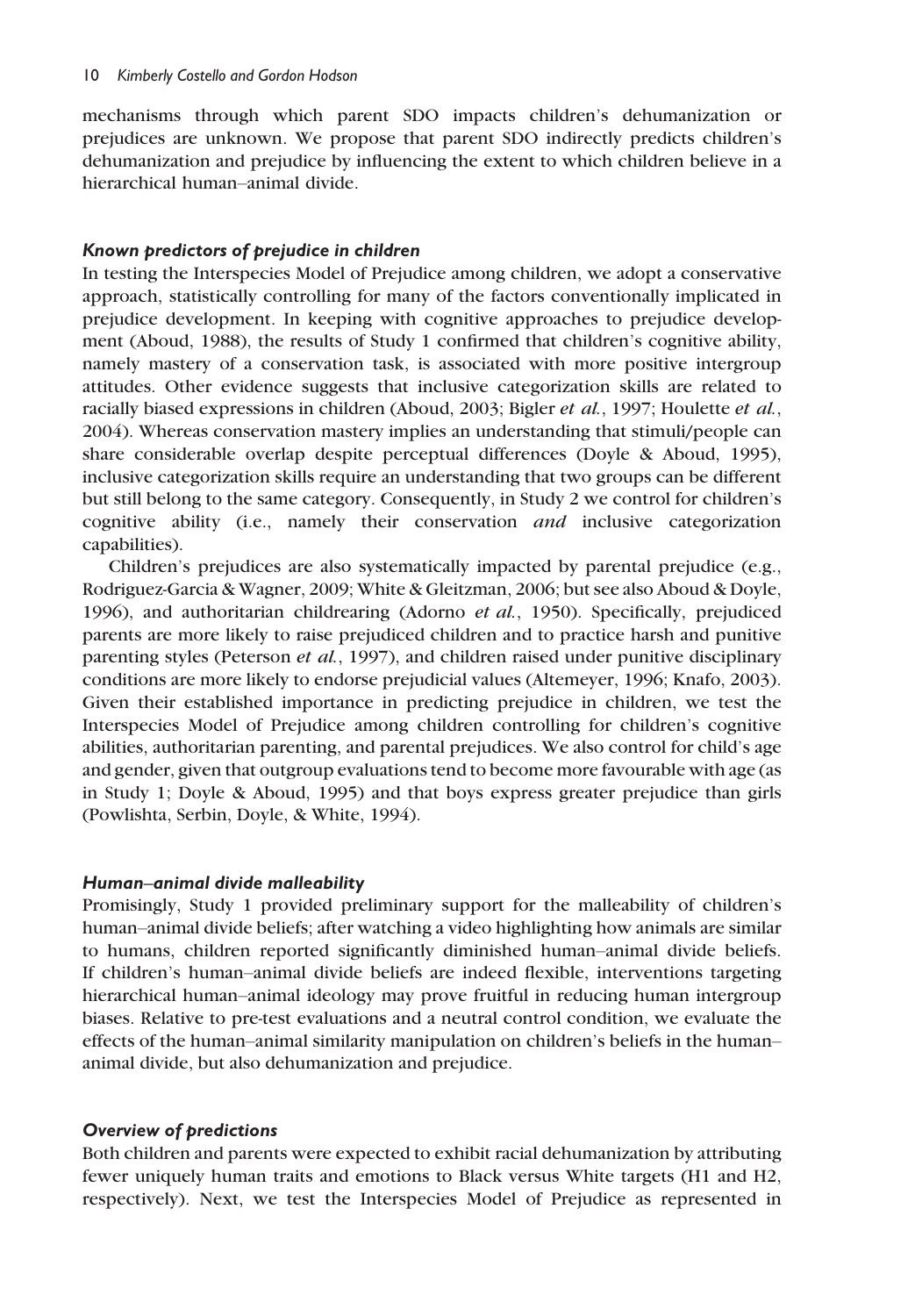mechanisms through which parent SDO impacts children's dehumanization or prejudices are unknown. We propose that parent SDO indirectly predicts children's dehumanization and prejudice by influencing the extent to which children believe in a hierarchical human–animal divide.

### *Known predictors of prejudice in children*

In testing the Interspecies Model of Prejudice among children, we adopt a conservative approach, statistically controlling for many of the factors conventionally implicated in prejudice development. In keeping with cognitive approaches to prejudice development (Aboud, 1988), the results of Study 1 confirmed that children's cognitive ability, namely mastery of a conservation task, is associated with more positive intergroup attitudes. Other evidence suggests that inclusive categorization skills are related to racially biased expressions in children (Aboud, 2003; Bigler *et al.*, 1997; Houlette *et al.*, 2004). Whereas conservation mastery implies an understanding that stimuli/people can share considerable overlap despite perceptual differences (Doyle & Aboud, 1995), inclusive categorization skills require an understanding that two groups can be different but still belong to the same category. Consequently, in Study 2 we control for children's cognitive ability (i.e., namely their conservation *and* inclusive categorization capabilities).

Children's prejudices are also systematically impacted by parental prejudice (e.g., Rodriguez-Garcia & Wagner, 2009; White & Gleitzman, 2006; but see also Aboud & Doyle, 1996), and authoritarian childrearing (Adorno *et al.*, 1950). Specifically, prejudiced parents are more likely to raise prejudiced children and to practice harsh and punitive parenting styles (Peterson *et al.*, 1997), and children raised under punitive disciplinary conditions are more likely to endorse prejudicial values (Altemeyer, 1996; Knafo, 2003). Given their established importance in predicting prejudice in children, we test the Interspecies Model of Prejudice among children controlling for children's cognitive abilities, authoritarian parenting, and parental prejudices. We also control for child's age and gender, given that outgroup evaluations tend to become more favourable with age (as in Study 1; Doyle & Aboud, 1995) and that boys express greater prejudice than girls (Powlishta, Serbin, Doyle, & White, 1994).

### *Human–animal divide malleability*

Promisingly, Study 1 provided preliminary support for the malleability of children's human–animal divide beliefs; after watching a video highlighting how animals are similar to humans, children reported significantly diminished human–animal divide beliefs. If children's human–animal divide beliefs are indeed flexible, interventions targeting hierarchical human–animal ideology may prove fruitful in reducing human intergroup biases. Relative to pre-test evaluations and a neutral control condition, we evaluate the effects of the human–animal similarity manipulation on children's beliefs in the human–animal divide, but also dehumanization and prejudice.

### *Overview of predictions*

Both children and parents were expected to exhibit racial dehumanization by attributing fewer uniquely human traits and emotions to Black versus White targets (H1 and H2, respectively). Next, we test the Interspecies Model of Prejudice as represented in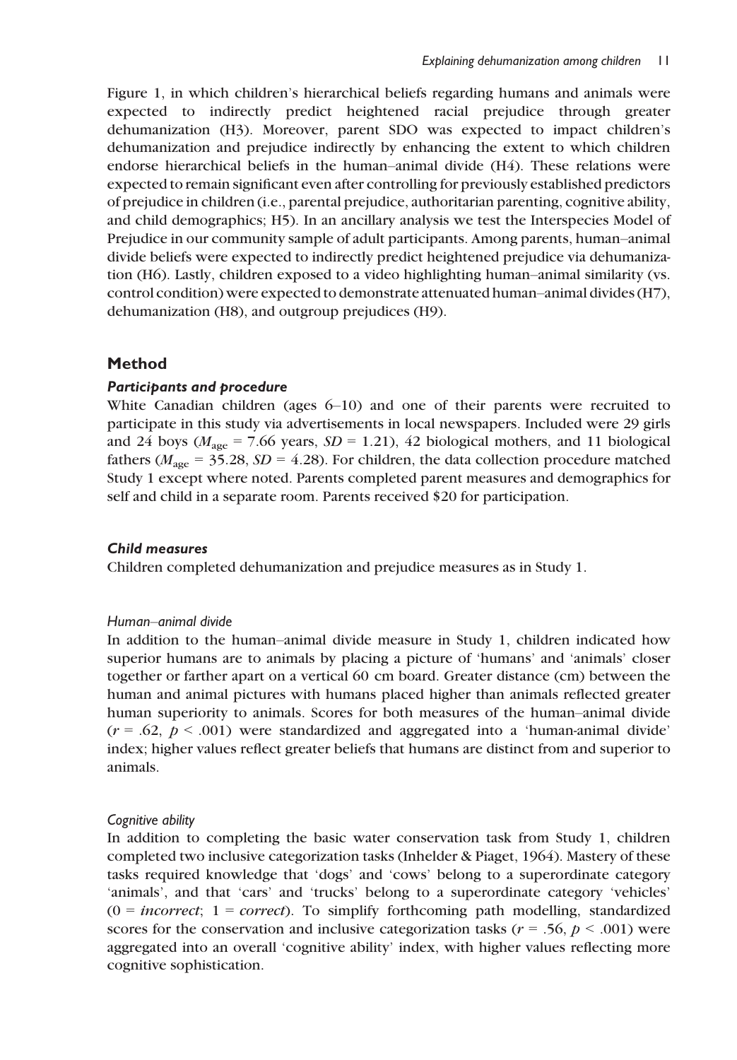Figure 1, in which children's hierarchical beliefs regarding humans and animals were expected to indirectly predict heightened racial prejudice through greater dehumanization (H3). Moreover, parent SDO was expected to impact children's dehumanization and prejudice indirectly by enhancing the extent to which children endorse hierarchical beliefs in the human–animal divide (H4). These relations were expected to remain significant even after controlling for previously established predictors of prejudice in children (i.e., parental prejudice, authoritarian parenting, cognitive ability, and child demographics; H5). In an ancillary analysis we test the Interspecies Model of Prejudice in our community sample of adult participants. Among parents, human–animal divide beliefs were expected to indirectly predict heightened prejudice via dehumanization (H6). Lastly, children exposed to a video highlighting human–animal similarity (vs. control condition) were expected to demonstrate attenuated human–animal divides (H7), dehumanization (H8), and outgroup prejudices (H9).

## Method

### *Participants and procedure*

White Canadian children (ages 6–10) and one of their parents were recruited to participate in this study via advertisements in local newspapers. Included were 29 girls and 24 boys ($M_{\text{age}} = 7.66$ years, $SD = 1.21$), 42 biological mothers, and 11 biological fathers ($M_{\text{age}} = 35.28$, $SD = 4.28$). For children, the data collection procedure matched Study 1 except where noted. Parents completed parent measures and demographics for self and child in a separate room. Parents received \$20 for participation.

### *Child measures*

Children completed dehumanization and prejudice measures as in Study 1.

#### *Human–animal divide*

In addition to the human–animal divide measure in Study 1, children indicated how superior humans are to animals by placing a picture of 'humans' and 'animals' closer together or farther apart on a vertical 60 cm board. Greater distance (cm) between the human and animal pictures with humans placed higher than animals reflected greater human superiority to animals. Scores for both measures of the human–animal divide ($r = .62$, $p < .001$) were standardized and aggregated into a 'human-animal divide' index; higher values reflect greater beliefs that humans are distinct from and superior to animals.

#### *Cognitive ability*

In addition to completing the basic water conservation task from Study 1, children completed two inclusive categorization tasks (Inhelder & Piaget, 1964). Mastery of these tasks required knowledge that 'dogs' and 'cows' belong to a superordinate category 'animals', and that 'cars' and 'trucks' belong to a superordinate category 'vehicles' (0 = *incorrect*; 1 = *correct*). To simplify forthcoming path modelling, standardized scores for the conservation and inclusive categorization tasks ($r = .56$, $p < .001$) were aggregated into an overall 'cognitive ability' index, with higher values reflecting more cognitive sophistication.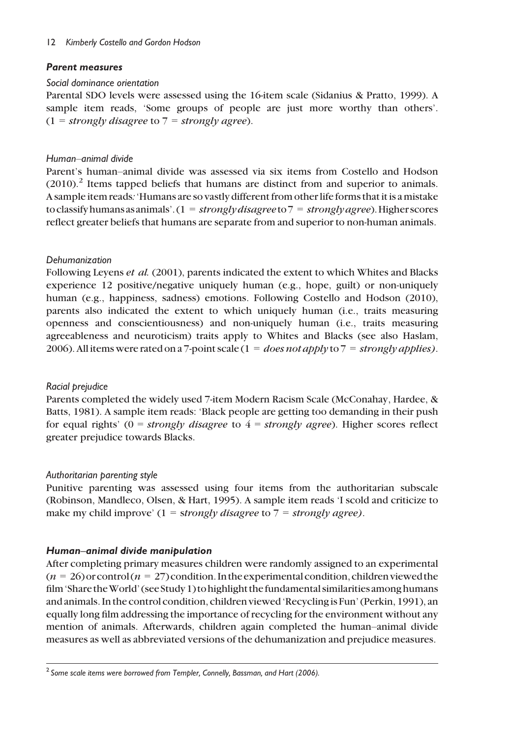### *Parent measures*

#### *Social dominance orientation*

Parental SDO levels were assessed using the 16-item scale (Sidanius & Pratto, 1999). A sample item reads, 'Some groups of people are just more worthy than others'. (1 = *strongly disagree* to 7 = *strongly agree*).

#### *Human–animal divide*

Parent's human–animal divide was assessed via six items from Costello and Hodson (2010).[2] Items tapped beliefs that humans are distinct from and superior to animals. A sample item reads: 'Humans are so vastly different from other life forms that it is a mistake to classify humans as animals'. (1 = *strongly disagree* to 7 = *strongly agree*). Higher scores reflect greater beliefs that humans are separate from and superior to non-human animals.

#### *Dehumanization*

Following Leyens *et al.* (2001), parents indicated the extent to which Whites and Blacks experience 12 positive/negative uniquely human (e.g., hope, guilt) or non-uniquely human (e.g., happiness, sadness) emotions. Following Costello and Hodson (2010), parents also indicated the extent to which uniquely human (i.e., traits measuring openness and conscientiousness) and non-uniquely human (i.e., traits measuring agreeableness and neuroticism) traits apply to Whites and Blacks (see also Haslam, 2006). All items were rated on a 7-point scale (1 = *does not apply* to 7 = *strongly applies)*.

#### *Racial prejudice*

Parents completed the widely used 7-item Modern Racism Scale (McConahay, Hardee, & Batts, 1981). A sample item reads: 'Black people are getting too demanding in their push for equal rights' (0 = *strongly disagree* to 4 = *strongly agree*). Higher scores reflect greater prejudice towards Blacks.

#### *Authoritarian parenting style*

Punitive parenting was assessed using four items from the authoritarian subscale (Robinson, Mandleco, Olsen, & Hart, 1995). A sample item reads 'I scold and criticize to make my child improve' (1 = *strongly disagree* to 7 = *strongly agree)*.

### *Human–animal divide manipulation*

After completing primary measures children were randomly assigned to an experimental ($n$ = 26) or control ($n$ = 27) condition. In the experimental condition, children viewed the film 'Share the World' (see Study 1) to highlight the fundamental similarities among humans and animals. In the control condition, children viewed 'Recycling is Fun' (Perkin, 1991), an equally long film addressing the importance of recycling for the environment without any mention of animals. Afterwards, children again completed the human–animal divide measures as well as abbreviated versions of the dehumanization and prejudice measures.

---

[2] *Some scale items were borrowed from Templer, Connelly, Bassman, and Hart (2006).*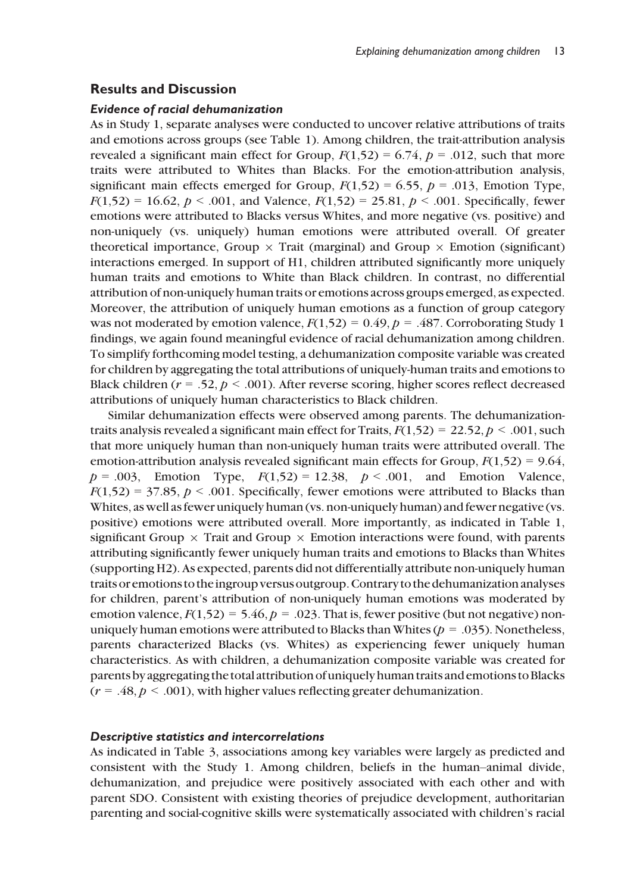## Results and Discussion

### *Evidence of racial dehumanization*

As in Study 1, separate analyses were conducted to uncover relative attributions of traits and emotions across groups (see Table 1). Among children, the trait-attribution analysis revealed a significant main effect for Group, $F(1,52) = 6.74$, $p = .012$, such that more traits were attributed to Whites than Blacks. For the emotion-attribution analysis, significant main effects emerged for Group, $F(1,52) = 6.55$, $p = .013$, Emotion Type, $F(1,52) = 16.62$, $p < .001$, and Valence, $F(1,52) = 25.81$, $p < .001$. Specifically, fewer emotions were attributed to Blacks versus Whites, and more negative (vs. positive) and non-uniquely (vs. uniquely) human emotions were attributed overall. Of greater theoretical importance, Group × Trait (marginal) and Group × Emotion (significant) interactions emerged. In support of H1, children attributed significantly more uniquely human traits and emotions to White than Black children. In contrast, no differential attribution of non-uniquely human traits or emotions across groups emerged, as expected. Moreover, the attribution of uniquely human emotions as a function of group category was not moderated by emotion valence, $F(1,52) = 0.49$, $p = .487$. Corroborating Study 1 findings, we again found meaningful evidence of racial dehumanization among children. To simplify forthcoming model testing, a dehumanization composite variable was created for children by aggregating the total attributions of uniquely-human traits and emotions to Black children ($r = .52$, $p < .001$). After reverse scoring, higher scores reflect decreased attributions of uniquely human characteristics to Black children.

Similar dehumanization effects were observed among parents. The dehumanization-traits analysis revealed a significant main effect for Traits, $F(1,52) = 22.52$, $p < .001$, such that more uniquely human than non-uniquely human traits were attributed overall. The emotion-attribution analysis revealed significant main effects for Group, $F(1,52) = 9.64$, $p = .003$, Emotion Type, $F(1,52) = 12.38$, $p < .001$, and Emotion Valence, $F(1,52) = 37.85$, $p < .001$. Specifically, fewer emotions were attributed to Blacks than Whites, as well as fewer uniquely human (vs. non-uniquely human) and fewer negative (vs. positive) emotions were attributed overall. More importantly, as indicated in Table 1, significant Group × Trait and Group × Emotion interactions were found, with parents attributing significantly fewer uniquely human traits and emotions to Blacks than Whites (supporting H2). As expected, parents did not differentially attribute non-uniquely human traits or emotions to the ingroup versus outgroup. Contrary to the dehumanization analyses for children, parent's attribution of non-uniquely human emotions was moderated by emotion valence, $F(1,52) = 5.46$, $p = .023$. That is, fewer positive (but not negative) non-uniquely human emotions were attributed to Blacks than Whites ($p = .035$). Nonetheless, parents characterized Blacks (vs. Whites) as experiencing fewer uniquely human characteristics. As with children, a dehumanization composite variable was created for parents by aggregating the total attribution of uniquely human traits and emotions to Blacks ($r = .48$, $p < .001$), with higher values reflecting greater dehumanization.

### *Descriptive statistics and intercorrelations*

As indicated in Table 3, associations among key variables were largely as predicted and consistent with the Study 1. Among children, beliefs in the human–animal divide, dehumanization, and prejudice were positively associated with each other and with parent SDO. Consistent with existing theories of prejudice development, authoritarian parenting and social-cognitive skills were systematically associated with children's racial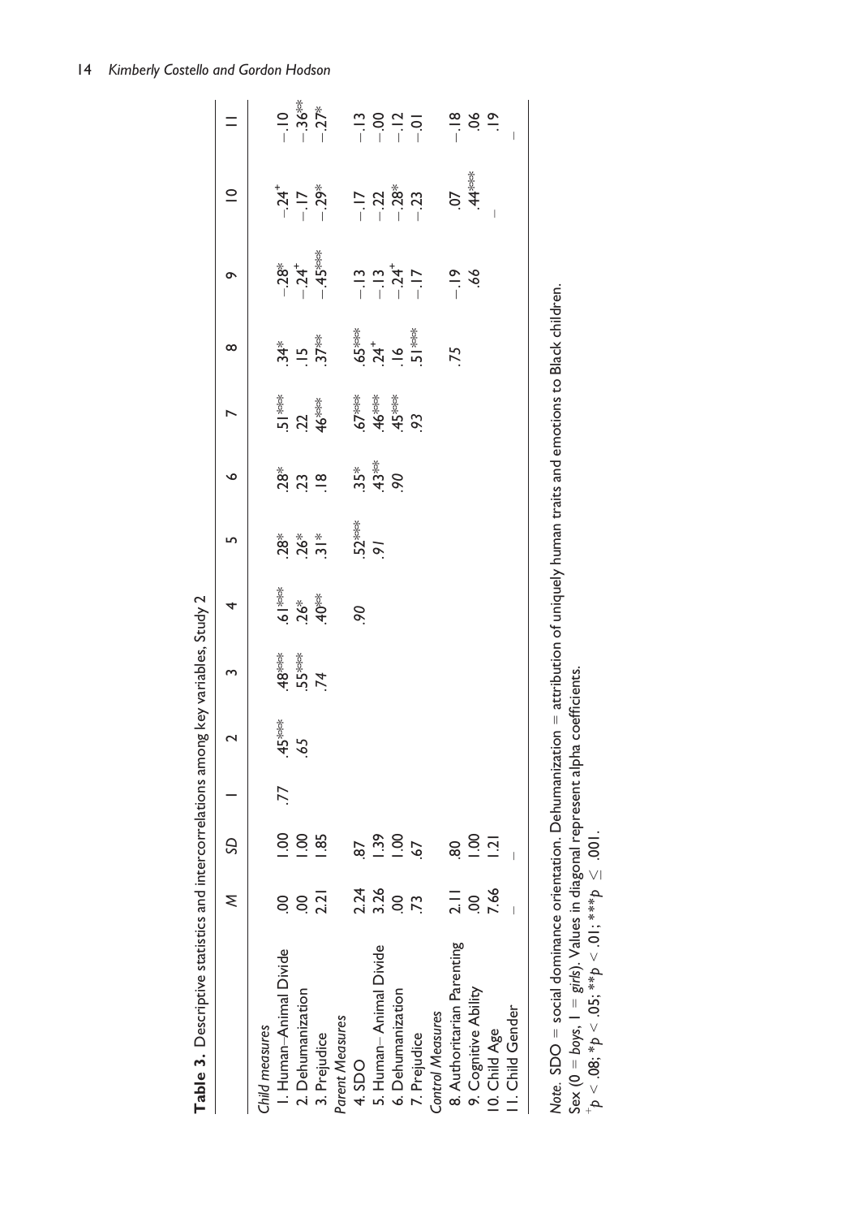**Table 3.** Descriptive statistics and intercorrelations among key variables, Study 2

| | *M* | *SD* | 1 | 2 | 3 | 4 | 5 | 6 | 7 | 8 | 9 | 10 | 11 |
|---|---|---|---|---|---|---|---|---|---|---|---|---|---|
| *Child measures* | | | | | | | | | | | | | |
| 1. Human–Animal Divide | .00 | 1.00 | *.77* | .45*** | .48*** | .61*** | .28* | .28* | .51*** | .34* | −.28* | −.24⁺ | −.10 |
| 2. Dehumanization | .00 | 1.00 | | *.65* | .55*** | .26* | .26* | .23 | .22 | .15 | −.24⁺ | −.17 | −.36** |
| 3. Prejudice | 2.21 | 1.85 | | | *.74* | .40** | .31* | .18 | .46*** | .37** | −.45*** | −.29* | −.27* |
| *Parent Measures* | | | | | | | | | | | | | |
| 4. SDO | 2.24 | .87 | | | | *.90* | .52*** | .35* | .67*** | .65*** | −.13 | −.17 | −.13 |
| 5. Human– Animal Divide | 3.26 | 1.39 | | | | | *.91* | .43** | .46*** | .24⁺ | −.13 | −.22 | −.00 |
| 6. Dehumanization | .00 | 1.00 | | | | | | *.90* | .45*** | .16 | −.24⁺ | −.28* | −.12 |
| 7. Prejudice | .73 | .67 | | | | | | | *.93* | .51*** | −.17 | −.23 | −.01 |
| *Control Measures* | | | | | | | | | | | | | |
| 8. Authoritarian Parenting | 2.11 | .80 | | | | | | | | *.75* | −.19 | .07 | −.18 |
| 9. Cognitive Ability | .00 | 1.00 | | | | | | | | | *.66* | .44*** | .06 |
| 10. Child Age | 7.66 | 1.21 | | | | | | | | | | — | .19 |
| 11. Child Gender | — | — | | | | | | | | | | | — |

*Note.* SDO = social dominance orientation. Dehumanization = attribution of uniquely human traits and emotions to Black children.
Sex (0 = *boys*, 1 = *girls*). Values in diagonal represent alpha coefficients.
⁺$p < .08$; \*$p < .05$; \*\*$p < .01$; \*\*\*$p \leq .001$.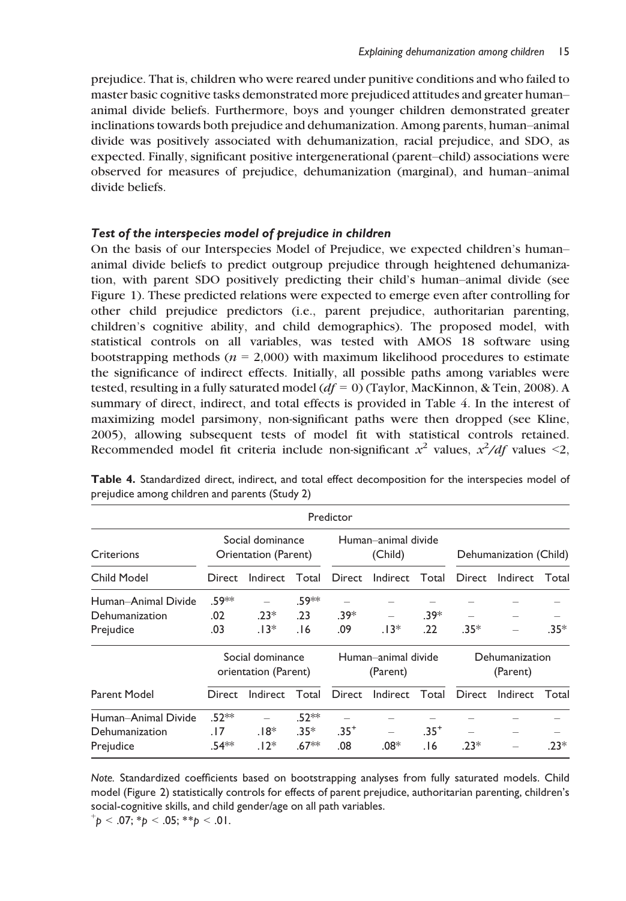prejudice. That is, children who were reared under punitive conditions and who failed to master basic cognitive tasks demonstrated more prejudiced attitudes and greater human–animal divide beliefs. Furthermore, boys and younger children demonstrated greater inclinations towards both prejudice and dehumanization. Among parents, human–animal divide was positively associated with dehumanization, racial prejudice, and SDO, as expected. Finally, significant positive intergenerational (parent–child) associations were observed for measures of prejudice, dehumanization (marginal), and human–animal divide beliefs.

### *Test of the interspecies model of prejudice in children*

On the basis of our Interspecies Model of Prejudice, we expected children's human–animal divide beliefs to predict outgroup prejudice through heightened dehumanization, with parent SDO positively predicting their child's human–animal divide (see Figure 1). These predicted relations were expected to emerge even after controlling for other child prejudice predictors (i.e., parent prejudice, authoritarian parenting, children's cognitive ability, and child demographics). The proposed model, with statistical controls on all variables, was tested with AMOS 18 software using bootstrapping methods ($n$ = 2,000) with maximum likelihood procedures to estimate the significance of indirect effects. Initially, all possible paths among variables were tested, resulting in a fully saturated model ($df$ = 0) (Taylor, MacKinnon, & Tein, 2008). A summary of direct, indirect, and total effects is provided in Table 4. In the interest of maximizing model parsimony, non-significant paths were then dropped (see Kline, 2005), allowing subsequent tests of model fit with statistical controls retained. Recommended model fit criteria include non-significant $x^2$ values, $x^2/df$ values <2,

**Table 4.** Standardized direct, indirect, and total effect decomposition for the interspecies model of prejudice among children and parents (Study 2)

| | Predictor | | | | | | | | |
|---|---|---|---|---|---|---|---|---|---|
| Criterions | Social dominance Orientation (Parent) | | | Human–animal divide (Child) | | | Dehumanization (Child) | | |
| Child Model | Direct | Indirect | Total | Direct | Indirect | Total | Direct | Indirect | Total |
| Human–Animal Divide | .59** | – | .59** | – | – | – | – | – | – |
| Dehumanization | .02 | .23* | .23 | .39* | – | .39* | – | – | – |
| Prejudice | .03 | .13* | .16 | .09 | .13* | .22 | .35* | – | .35* |
| | Social dominance orientation (Parent) | | | Human–animal divide (Parent) | | | Dehumanization (Parent) | | |
| Parent Model | Direct | Indirect | Total | Direct | Indirect | Total | Direct | Indirect | Total |
| Human–Animal Divide | .52** | – | .52** | – | – | – | – | – | – |
| Dehumanization | .17 | .18* | .35* | .35$^+$ | – | .35$^+$ | – | – | – |
| Prejudice | .54** | .12* | .67** | .08 | .08* | .16 | .23* | – | .23* |

*Note.* Standardized coefficients based on bootstrapping analyses from fully saturated models. Child model (Figure 2) statistically controls for effects of parent prejudice, authoritarian parenting, children's social-cognitive skills, and child gender/age on all path variables.
$^+p < .07$; $*p < .05$; $**p < .01$.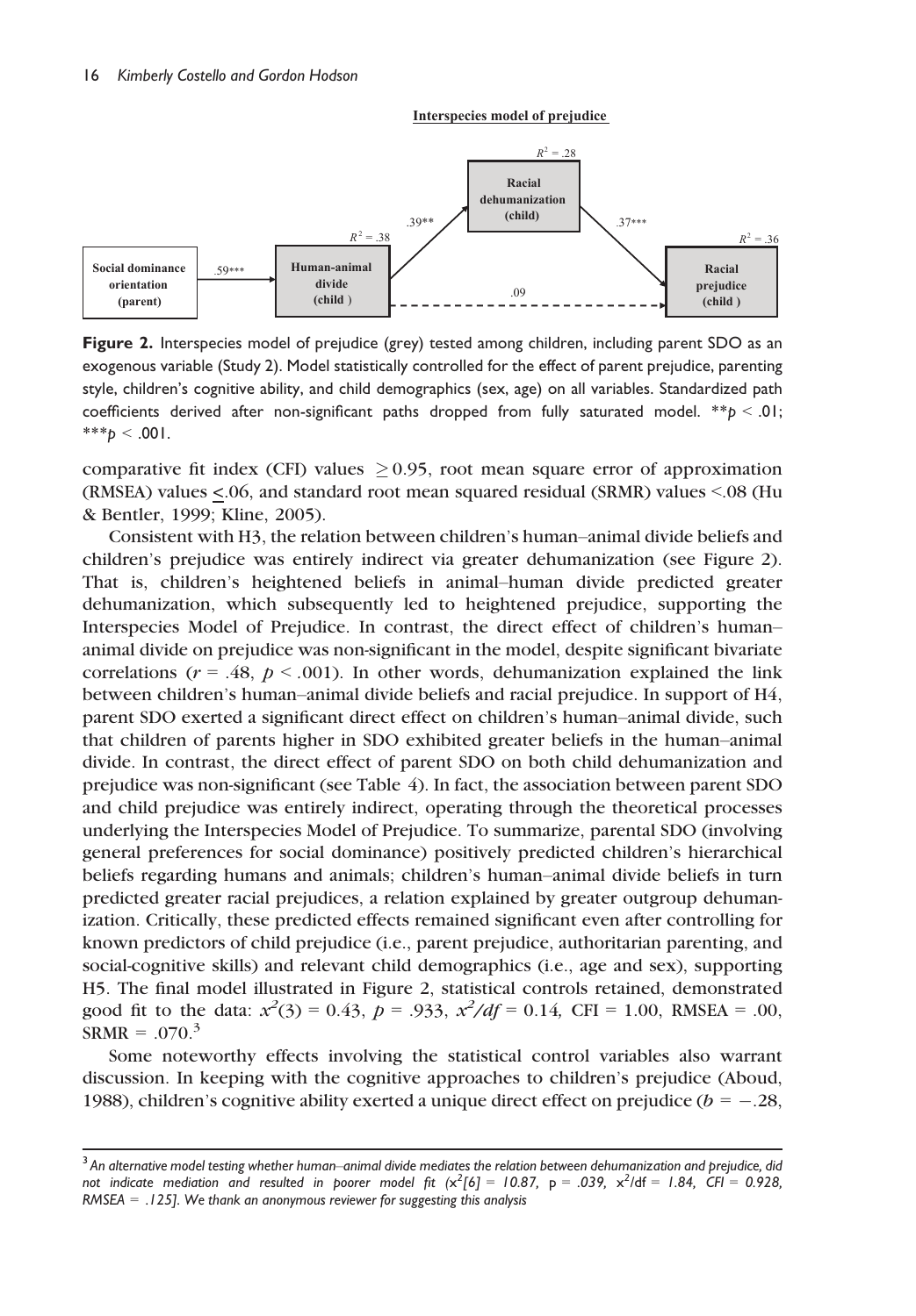**Interspecies model of prejudice**

Figure 2. Interspecies model of prejudice (grey) tested among children, including parent SDO as an exogenous variable (Study 2). Model statistically controlled for the effect of parent prejudice, parenting style, children's cognitive ability, and child demographics (sex, age) on all variables. Standardized path coefficients derived after non-significant paths dropped from fully saturated model. $^{**}p < .01$; $^{***}p < .001$.

comparative fit index (CFI) values $\geq 0.95$, root mean square error of approximation (RMSEA) values $\leq .06$, and standard root mean squared residual (SRMR) values <.08 (Hu & Bentler, 1999; Kline, 2005).

Consistent with H3, the relation between children's human–animal divide beliefs and children's prejudice was entirely indirect via greater dehumanization (see Figure 2). That is, children's heightened beliefs in animal–human divide predicted greater dehumanization, which subsequently led to heightened prejudice, supporting the Interspecies Model of Prejudice. In contrast, the direct effect of children's human–animal divide on prejudice was non-significant in the model, despite significant bivariate correlations ($r = .48$, $p < .001$). In other words, dehumanization explained the link between children's human–animal divide beliefs and racial prejudice. In support of H4, parent SDO exerted a significant direct effect on children's human–animal divide, such that children of parents higher in SDO exhibited greater beliefs in the human–animal divide. In contrast, the direct effect of parent SDO on both child dehumanization and prejudice was non-significant (see Table 4). In fact, the association between parent SDO and child prejudice was entirely indirect, operating through the theoretical processes underlying the Interspecies Model of Prejudice. To summarize, parental SDO (involving general preferences for social dominance) positively predicted children's hierarchical beliefs regarding humans and animals; children's human–animal divide beliefs in turn predicted greater racial prejudices, a relation explained by greater outgroup dehumanization. Critically, these predicted effects remained significant even after controlling for known predictors of child prejudice (i.e., parent prejudice, authoritarian parenting, and social-cognitive skills) and relevant child demographics (i.e., age and sex), supporting H5. The final model illustrated in Figure 2, statistical controls retained, demonstrated good fit to the data: $\chi^2(3) = 0.43$, $p = .933$, $\chi^2/df = 0.14$, CFI = 1.00, RMSEA = .00, SRMR = .070.[3]

Some noteworthy effects involving the statistical control variables also warrant discussion. In keeping with the cognitive approaches to children's prejudice (Aboud, 1988), children's cognitive ability exerted a unique direct effect on prejudice ($b = -.28$,

---

[3] *An alternative model testing whether human–animal divide mediates the relation between dehumanization and prejudice, did not indicate mediation and resulted in poorer model fit ($\chi^2[6] = 10.87$, $p = .039$, $\chi^2/df = 1.84$, CFI = 0.928, RMSEA = .125]. We thank an anonymous reviewer for suggesting this analysis*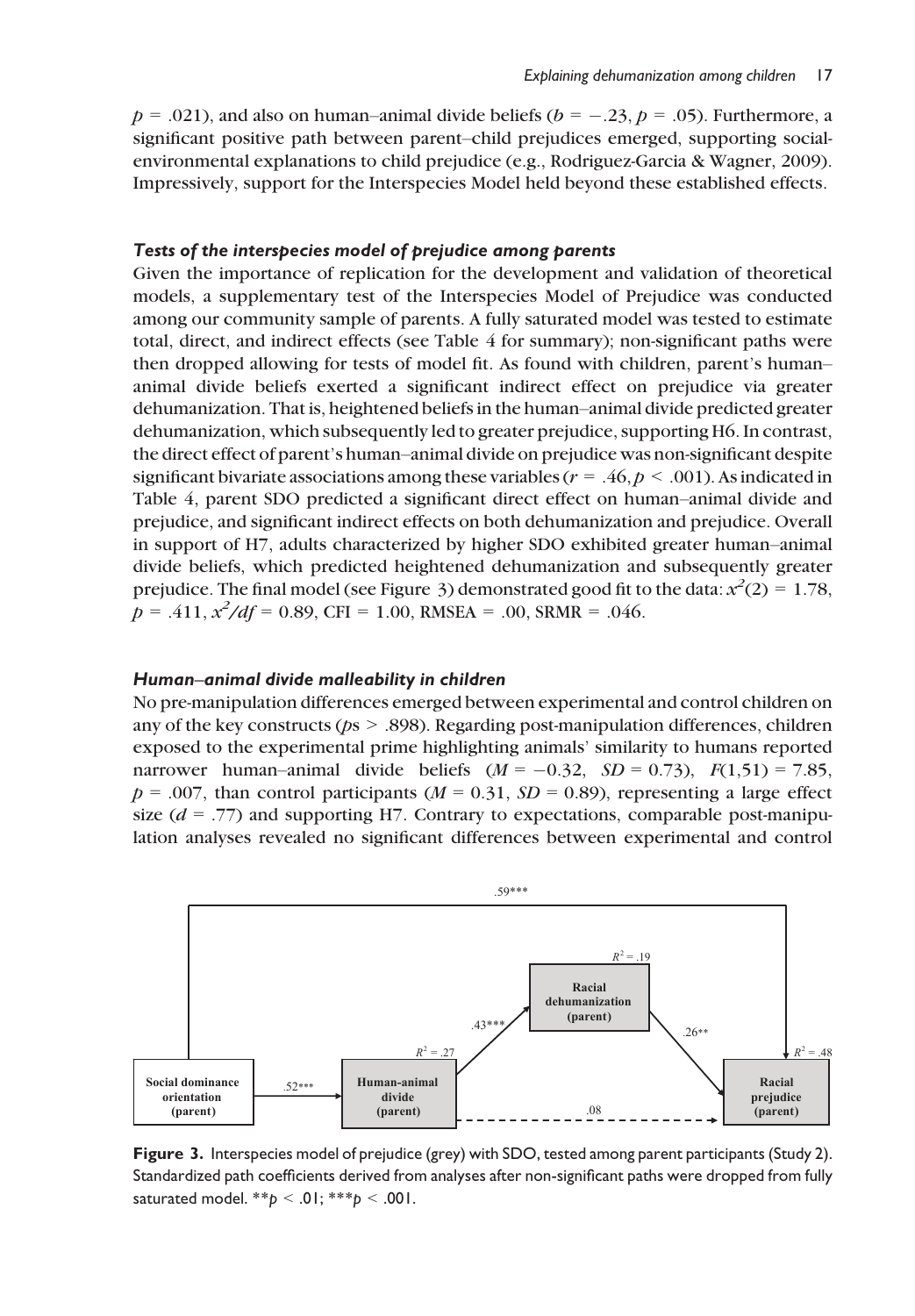$p$ = .021), and also on human–animal divide beliefs ($b = -.23$, $p$ = .05). Furthermore, a significant positive path between parent–child prejudices emerged, supporting social-environmental explanations to child prejudice (e.g., Rodriguez-Garcia & Wagner, 2009). Impressively, support for the Interspecies Model held beyond these established effects.

### *Tests of the interspecies model of prejudice among parents*

Given the importance of replication for the development and validation of theoretical models, a supplementary test of the Interspecies Model of Prejudice was conducted among our community sample of parents. A fully saturated model was tested to estimate total, direct, and indirect effects (see Table 4 for summary); non-significant paths were then dropped allowing for tests of model fit. As found with children, parent's human–animal divide beliefs exerted a significant indirect effect on prejudice via greater dehumanization. That is, heightened beliefs in the human–animal divide predicted greater dehumanization, which subsequently led to greater prejudice, supporting H6. In contrast, the direct effect of parent's human–animal divide on prejudice was non-significant despite significant bivariate associations among these variables ($r$ = .46, $p < .001$). As indicated in Table 4, parent SDO predicted a significant direct effect on human–animal divide and prejudice, and significant indirect effects on both dehumanization and prejudice. Overall in support of H7, adults characterized by higher SDO exhibited greater human–animal divide beliefs, which predicted heightened dehumanization and subsequently greater prejudice. The final model (see Figure 3) demonstrated good fit to the data: $x^2(2) = 1.78$, $p = .411$, $x^2/df = 0.89$, CFI = 1.00, RMSEA = .00, SRMR = .046.

### *Human–animal divide malleability in children*

No pre-manipulation differences emerged between experimental and control children on any of the key constructs ($p$s > .898). Regarding post-manipulation differences, children exposed to the experimental prime highlighting animals' similarity to humans reported narrower human–animal divide beliefs ($M = -0.32$, $SD = 0.73$), $F(1,51) = 7.85$, $p = .007$, than control participants ($M = 0.31$, $SD = 0.89$), representing a large effect size ($d = .77$) and supporting H7. Contrary to expectations, comparable post-manipulation analyses revealed no significant differences between experimental and control

**Figure 3.** Interspecies model of prejudice (grey) with SDO, tested among parent participants (Study 2). Standardized path coefficients derived from analyses after non-significant paths were dropped from fully saturated model. \*\*$p < .01$; \*\*\*$p < .001$.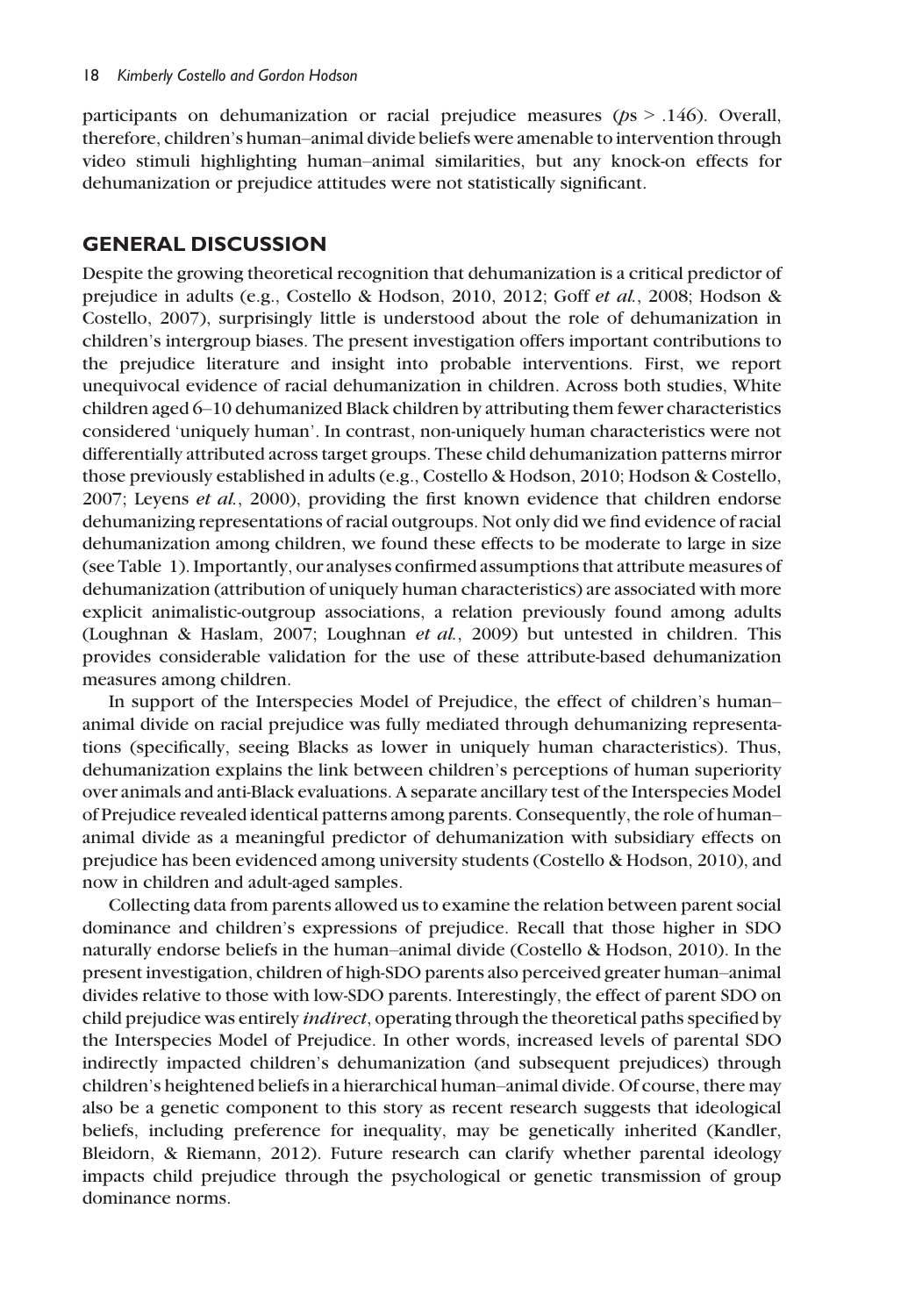participants on dehumanization or racial prejudice measures ($p$s > .146). Overall, therefore, children's human–animal divide beliefs were amenable to intervention through video stimuli highlighting human–animal similarities, but any knock-on effects for dehumanization or prejudice attitudes were not statistically significant.

## GENERAL DISCUSSION

Despite the growing theoretical recognition that dehumanization is a critical predictor of prejudice in adults (e.g., Costello & Hodson, 2010, 2012; Goff *et al.*, 2008; Hodson & Costello, 2007), surprisingly little is understood about the role of dehumanization in children's intergroup biases. The present investigation offers important contributions to the prejudice literature and insight into probable interventions. First, we report unequivocal evidence of racial dehumanization in children. Across both studies, White children aged 6–10 dehumanized Black children by attributing them fewer characteristics considered 'uniquely human'. In contrast, non-uniquely human characteristics were not differentially attributed across target groups. These child dehumanization patterns mirror those previously established in adults (e.g., Costello & Hodson, 2010; Hodson & Costello, 2007; Leyens *et al.*, 2000), providing the first known evidence that children endorse dehumanizing representations of racial outgroups. Not only did we find evidence of racial dehumanization among children, we found these effects to be moderate to large in size (see Table 1). Importantly, our analyses confirmed assumptions that attribute measures of dehumanization (attribution of uniquely human characteristics) are associated with more explicit animalistic-outgroup associations, a relation previously found among adults (Loughnan & Haslam, 2007; Loughnan *et al.*, 2009) but untested in children. This provides considerable validation for the use of these attribute-based dehumanization measures among children.

In support of the Interspecies Model of Prejudice, the effect of children's human–animal divide on racial prejudice was fully mediated through dehumanizing representations (specifically, seeing Blacks as lower in uniquely human characteristics). Thus, dehumanization explains the link between children's perceptions of human superiority over animals and anti-Black evaluations. A separate ancillary test of the Interspecies Model of Prejudice revealed identical patterns among parents. Consequently, the role of human–animal divide as a meaningful predictor of dehumanization with subsidiary effects on prejudice has been evidenced among university students (Costello & Hodson, 2010), and now in children and adult-aged samples.

Collecting data from parents allowed us to examine the relation between parent social dominance and children's expressions of prejudice. Recall that those higher in SDO naturally endorse beliefs in the human–animal divide (Costello & Hodson, 2010). In the present investigation, children of high-SDO parents also perceived greater human–animal divides relative to those with low-SDO parents. Interestingly, the effect of parent SDO on child prejudice was entirely *indirect*, operating through the theoretical paths specified by the Interspecies Model of Prejudice. In other words, increased levels of parental SDO indirectly impacted children's dehumanization (and subsequent prejudices) through children's heightened beliefs in a hierarchical human–animal divide. Of course, there may also be a genetic component to this story as recent research suggests that ideological beliefs, including preference for inequality, may be genetically inherited (Kandler, Bleidorn, & Riemann, 2012). Future research can clarify whether parental ideology impacts child prejudice through the psychological or genetic transmission of group dominance norms.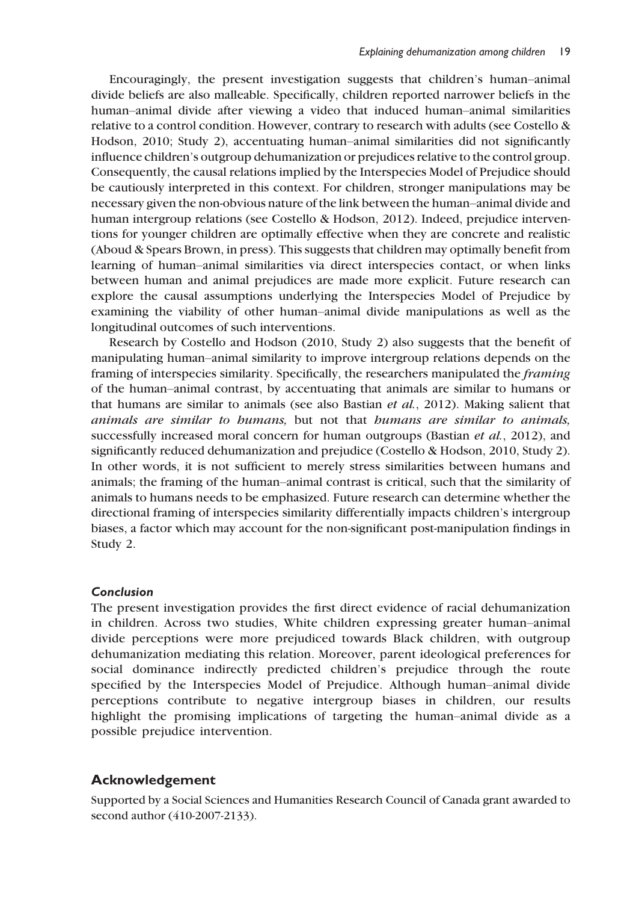Encouragingly, the present investigation suggests that children's human–animal divide beliefs are also malleable. Specifically, children reported narrower beliefs in the human–animal divide after viewing a video that induced human–animal similarities relative to a control condition. However, contrary to research with adults (see Costello & Hodson, 2010; Study 2), accentuating human–animal similarities did not significantly influence children's outgroup dehumanization or prejudices relative to the control group. Consequently, the causal relations implied by the Interspecies Model of Prejudice should be cautiously interpreted in this context. For children, stronger manipulations may be necessary given the non-obvious nature of the link between the human–animal divide and human intergroup relations (see Costello & Hodson, 2012). Indeed, prejudice interventions for younger children are optimally effective when they are concrete and realistic (Aboud & Spears Brown, in press). This suggests that children may optimally benefit from learning of human–animal similarities via direct interspecies contact, or when links between human and animal prejudices are made more explicit. Future research can explore the causal assumptions underlying the Interspecies Model of Prejudice by examining the viability of other human–animal divide manipulations as well as the longitudinal outcomes of such interventions.

Research by Costello and Hodson (2010, Study 2) also suggests that the benefit of manipulating human–animal similarity to improve intergroup relations depends on the framing of interspecies similarity. Specifically, the researchers manipulated the *framing* of the human–animal contrast, by accentuating that animals are similar to humans or that humans are similar to animals (see also Bastian *et al.*, 2012). Making salient that *animals are similar to humans,* but not that *humans are similar to animals,* successfully increased moral concern for human outgroups (Bastian *et al.*, 2012), and significantly reduced dehumanization and prejudice (Costello & Hodson, 2010, Study 2). In other words, it is not sufficient to merely stress similarities between humans and animals; the framing of the human–animal contrast is critical, such that the similarity of animals to humans needs to be emphasized. Future research can determine whether the directional framing of interspecies similarity differentially impacts children's intergroup biases, a factor which may account for the non-significant post-manipulation findings in Study 2.

### *Conclusion*

The present investigation provides the first direct evidence of racial dehumanization in children. Across two studies, White children expressing greater human–animal divide perceptions were more prejudiced towards Black children, with outgroup dehumanization mediating this relation. Moreover, parent ideological preferences for social dominance indirectly predicted children's prejudice through the route specified by the Interspecies Model of Prejudice. Although human–animal divide perceptions contribute to negative intergroup biases in children, our results highlight the promising implications of targeting the human–animal divide as a possible prejudice intervention.

## Acknowledgement

Supported by a Social Sciences and Humanities Research Council of Canada grant awarded to second author (410-2007-2133).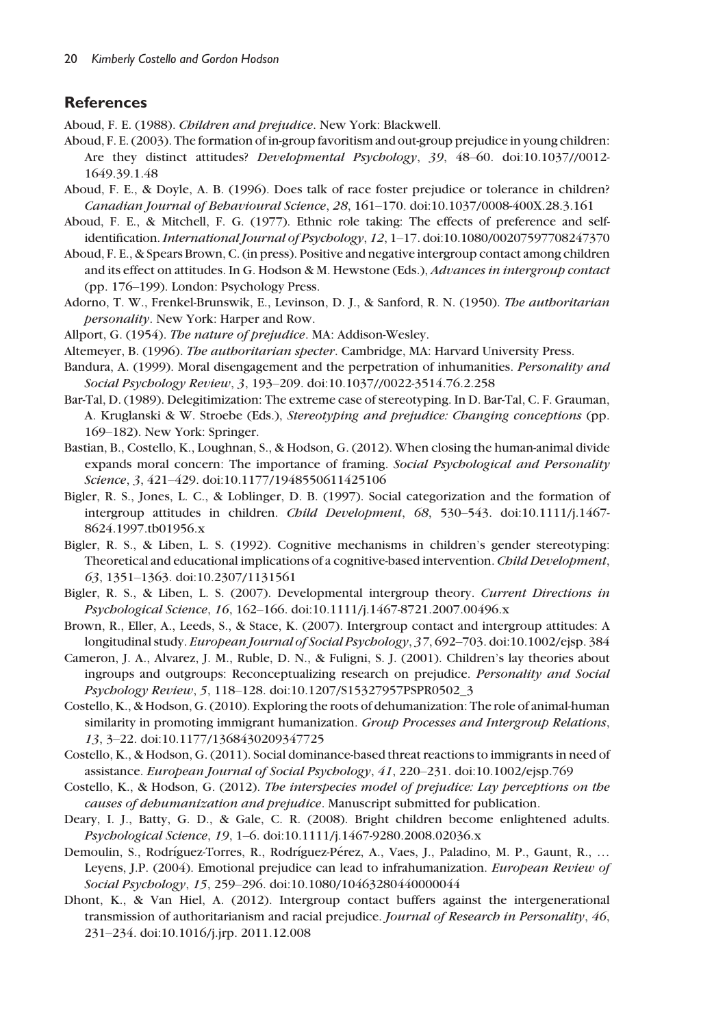## References

Aboud, F. E. (1988). *Children and prejudice*. New York: Blackwell.

Aboud, F. E. (2003). The formation of in-group favoritism and out-group prejudice in young children: Are they distinct attitudes? *Developmental Psychology*, *39*, 48–60. doi:10.1037//0012-1649.39.1.48

Aboud, F. E., & Doyle, A. B. (1996). Does talk of race foster prejudice or tolerance in children? *Canadian Journal of Behavioural Science*, *28*, 161–170. doi:10.1037/0008-400X.28.3.161

Aboud, F. E., & Mitchell, F. G. (1977). Ethnic role taking: The effects of preference and self-identification. *International Journal of Psychology*, *12*, 1–17. doi:10.1080/00207597708247370

Aboud, F. E., & Spears Brown, C. (in press). Positive and negative intergroup contact among children and its effect on attitudes. In G. Hodson & M. Hewstone (Eds.), *Advances in intergroup contact* (pp. 176–199). London: Psychology Press.

Adorno, T. W., Frenkel-Brunswik, E., Levinson, D. J., & Sanford, R. N. (1950). *The authoritarian personality*. New York: Harper and Row.

Allport, G. (1954). *The nature of prejudice*. MA: Addison-Wesley.

Altemeyer, B. (1996). *The authoritarian specter*. Cambridge, MA: Harvard University Press.

Bandura, A. (1999). Moral disengagement and the perpetration of inhumanities. *Personality and Social Psychology Review*, *3*, 193–209. doi:10.1037//0022-3514.76.2.258

Bar-Tal, D. (1989). Delegitimization: The extreme case of stereotyping. In D. Bar-Tal, C. F. Grauman, A. Kruglanski & W. Stroebe (Eds.), *Stereotyping and prejudice: Changing conceptions* (pp. 169–182). New York: Springer.

Bastian, B., Costello, K., Loughnan, S., & Hodson, G. (2012). When closing the human-animal divide expands moral concern: The importance of framing. *Social Psychological and Personality Science*, *3*, 421–429. doi:10.1177/1948550611425106

Bigler, R. S., Jones, L. C., & Loblinger, D. B. (1997). Social categorization and the formation of intergroup attitudes in children. *Child Development*, *68*, 530–543. doi:10.1111/j.1467-8624.1997.tb01956.x

Bigler, R. S., & Liben, L. S. (1992). Cognitive mechanisms in children's gender stereotyping: Theoretical and educational implications of a cognitive-based intervention. *Child Development*, *63*, 1351–1363. doi:10.2307/1131561

Bigler, R. S., & Liben, L. S. (2007). Developmental intergroup theory. *Current Directions in Psychological Science*, *16*, 162–166. doi:10.1111/j.1467-8721.2007.00496.x

Brown, R., Eller, A., Leeds, S., & Stace, K. (2007). Intergroup contact and intergroup attitudes: A longitudinal study. *European Journal of Social Psychology*, *37*, 692–703. doi:10.1002/ejsp. 384

Cameron, J. A., Alvarez, J. M., Ruble, D. N., & Fuligni, S. J. (2001). Children's lay theories about ingroups and outgroups: Reconceptualizing research on prejudice. *Personality and Social Psychology Review*, *5*, 118–128. doi:10.1207/S15327957PSPR0502_3

Costello, K., & Hodson, G. (2010). Exploring the roots of dehumanization: The role of animal-human similarity in promoting immigrant humanization. *Group Processes and Intergroup Relations*, *13*, 3–22. doi:10.1177/1368430209347725

Costello, K., & Hodson, G. (2011). Social dominance-based threat reactions to immigrants in need of assistance. *European Journal of Social Psychology*, *41*, 220–231. doi:10.1002/ejsp.769

Costello, K., & Hodson, G. (2012). *The interspecies model of prejudice: Lay perceptions on the causes of dehumanization and prejudice*. Manuscript submitted for publication.

Deary, I. J., Batty, G. D., & Gale, C. R. (2008). Bright children become enlightened adults. *Psychological Science*, *19*, 1–6. doi:10.1111/j.1467-9280.2008.02036.x

Demoulin, S., Rodríguez-Torres, R., Rodríguez-Pérez, A., Vaes, J., Paladino, M. P., Gaunt, R., ... Leyens, J.P. (2004). Emotional prejudice can lead to infrahumanization. *European Review of Social Psychology*, *15*, 259–296. doi:10.1080/10463280440000044

Dhont, K., & Van Hiel, A. (2012). Intergroup contact buffers against the intergenerational transmission of authoritarianism and racial prejudice. *Journal of Research in Personality*, *46*, 231–234. doi:10.1016/j.jrp. 2011.12.008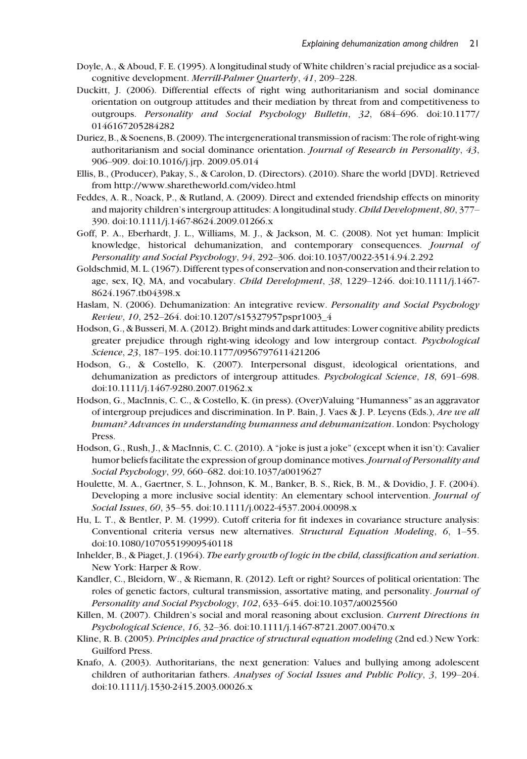Doyle, A., & Aboud, F. E. (1995). A longitudinal study of White children's racial prejudice as a social-cognitive development. *Merrill-Palmer Quarterly*, *41*, 209–228.

Duckitt, J. (2006). Differential effects of right wing authoritarianism and social dominance orientation on outgroup attitudes and their mediation by threat from and competitiveness to outgroups. *Personality and Social Psychology Bulletin*, *32*, 684–696. doi:10.1177/0146167205284282

Duriez, B., & Soenens, B. (2009). The intergenerational transmission of racism: The role of right-wing authoritarianism and social dominance orientation. *Journal of Research in Personality*, *43*, 906–909. doi:10.1016/j.jrp. 2009.05.014

Ellis, B., (Producer), Pakay, S., & Carolon, D. (Directors). (2010). Share the world [DVD]. Retrieved from http://www.sharetheworld.com/video.html

Feddes, A. R., Noack, P., & Rutland, A. (2009). Direct and extended friendship effects on minority and majority children's intergroup attitudes: A longitudinal study. *Child Development*, *80*, 377–390. doi:10.1111/j.1467-8624.2009.01266.x

Goff, P. A., Eberhardt, J. L., Williams, M. J., & Jackson, M. C. (2008). Not yet human: Implicit knowledge, historical dehumanization, and contemporary consequences. *Journal of Personality and Social Psychology*, *94*, 292–306. doi:10.1037/0022-3514.94.2.292

Goldschmid, M. L. (1967). Different types of conservation and non-conservation and their relation to age, sex, IQ, MA, and vocabulary. *Child Development*, *38*, 1229–1246. doi:10.1111/j.1467-8624.1967.tb04398.x

Haslam, N. (2006). Dehumanization: An integrative review. *Personality and Social Psychology Review*, *10*, 252–264. doi:10.1207/s15327957pspr1003_4

Hodson, G., & Busseri, M. A. (2012). Bright minds and dark attitudes: Lower cognitive ability predicts greater prejudice through right-wing ideology and low intergroup contact. *Psychological Science*, *23*, 187–195. doi:10.1177/0956797611421206

Hodson, G., & Costello, K. (2007). Interpersonal disgust, ideological orientations, and dehumanization as predictors of intergroup attitudes. *Psychological Science*, *18*, 691–698. doi:10.1111/j.1467-9280.2007.01962.x

Hodson, G., MacInnis, C. C., & Costello, K. (in press). (Over)Valuing "Humanness" as an aggravator of intergroup prejudices and discrimination. In P. Bain, J. Vaes & J. P. Leyens (Eds.), *Are we all human? Advances in understanding humanness and dehumanization*. London: Psychology Press.

Hodson, G., Rush, J., & MacInnis, C. C. (2010). A "joke is just a joke" (except when it isn't): Cavalier humor beliefs facilitate the expression of group dominance motives. *Journal of Personality and Social Psychology*, *99*, 660–682. doi:10.1037/a0019627

Houlette, M. A., Gaertner, S. L., Johnson, K. M., Banker, B. S., Riek, B. M., & Dovidio, J. F. (2004). Developing a more inclusive social identity: An elementary school intervention. *Journal of Social Issues*, *60*, 35–55. doi:10.1111/j.0022-4537.2004.00098.x

Hu, L. T., & Bentler, P. M. (1999). Cutoff criteria for fit indexes in covariance structure analysis: Conventional criteria versus new alternatives. *Structural Equation Modeling*, *6*, 1–55. doi:10.1080/10705519909540118

Inhelder, B., & Piaget, J. (1964). *The early growth of logic in the child, classification and seriation*. New York: Harper & Row.

Kandler, C., Bleidorn, W., & Riemann, R. (2012). Left or right? Sources of political orientation: The roles of genetic factors, cultural transmission, assortative mating, and personality. *Journal of Personality and Social Psychology*, *102*, 633–645. doi:10.1037/a0025560

Killen, M. (2007). Children's social and moral reasoning about exclusion. *Current Directions in Psychological Science*, *16*, 32–36. doi:10.1111/j.1467-8721.2007.00470.x

Kline, R. B. (2005). *Principles and practice of structural equation modeling* (2nd ed.) New York: Guilford Press.

Knafo, A. (2003). Authoritarians, the next generation: Values and bullying among adolescent children of authoritarian fathers. *Analyses of Social Issues and Public Policy*, *3*, 199–204. doi:10.1111/j.1530-2415.2003.00026.x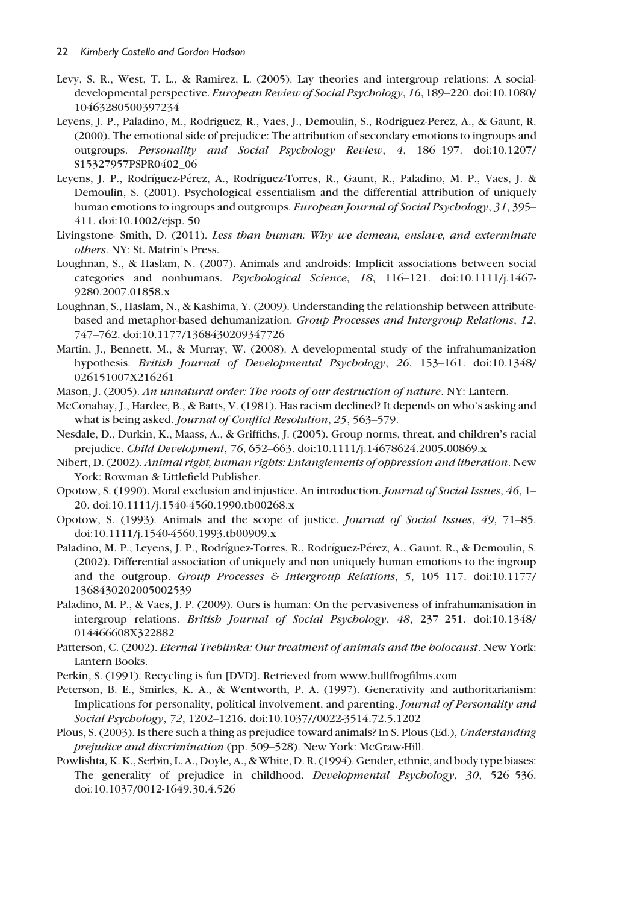Levy, S. R., West, T. L., & Ramirez, L. (2005). Lay theories and intergroup relations: A social-developmental perspective. *European Review of Social Psychology*, *16*, 189–220. doi:10.1080/10463280500397234

Leyens, J. P., Paladino, M., Rodriguez, R., Vaes, J., Demoulin, S., Rodriguez-Perez, A., & Gaunt, R. (2000). The emotional side of prejudice: The attribution of secondary emotions to ingroups and outgroups. *Personality and Social Psychology Review*, *4*, 186–197. doi:10.1207/S15327957PSPR0402_06

Leyens, J. P., Rodríguez-Pérez, A., Rodríguez-Torres, R., Gaunt, R., Paladino, M. P., Vaes, J. & Demoulin, S. (2001). Psychological essentialism and the differential attribution of uniquely human emotions to ingroups and outgroups. *European Journal of Social Psychology*, *31*, 395–411. doi:10.1002/ejsp. 50

Livingstone- Smith, D. (2011). *Less than human: Why we demean, enslave, and exterminate others*. NY: St. Matrin's Press.

Loughnan, S., & Haslam, N. (2007). Animals and androids: Implicit associations between social categories and nonhumans. *Psychological Science*, *18*, 116–121. doi:10.1111/j.1467-9280.2007.01858.x

Loughnan, S., Haslam, N., & Kashima, Y. (2009). Understanding the relationship between attribute-based and metaphor-based dehumanization. *Group Processes and Intergroup Relations*, *12*, 747–762. doi:10.1177/1368430209347726

Martin, J., Bennett, M., & Murray, W. (2008). A developmental study of the infrahumanization hypothesis. *British Journal of Developmental Psychology*, *26*, 153–161. doi:10.1348/026151007X216261

Mason, J. (2005). *An unnatural order: The roots of our destruction of nature*. NY: Lantern.

McConahay, J., Hardee, B., & Batts, V. (1981). Has racism declined? It depends on who's asking and what is being asked. *Journal of Conflict Resolution*, *25*, 563–579.

Nesdale, D., Durkin, K., Maass, A., & Griffiths, J. (2005). Group norms, threat, and children's racial prejudice. *Child Development*, *76*, 652–663. doi:10.1111/j.14678624.2005.00869.x

Nibert, D. (2002). *Animal right, human rights: Entanglements of oppression and liberation*. New York: Rowman & Littlefield Publisher.

Opotow, S. (1990). Moral exclusion and injustice. An introduction. *Journal of Social Issues*, *46*, 1–20. doi:10.1111/j.1540-4560.1990.tb00268.x

Opotow, S. (1993). Animals and the scope of justice. *Journal of Social Issues*, *49*, 71–85. doi:10.1111/j.1540-4560.1993.tb00909.x

Paladino, M. P., Leyens, J. P., Rodríguez-Torres, R., Rodríguez-Pérez, A., Gaunt, R., & Demoulin, S. (2002). Differential association of uniquely and non uniquely human emotions to the ingroup and the outgroup. *Group Processes & Intergroup Relations*, *5*, 105–117. doi:10.1177/1368430202005002539

Paladino, M. P., & Vaes, J. P. (2009). Ours is human: On the pervasiveness of infrahumanisation in intergroup relations. *British Journal of Social Psychology*, *48*, 237–251. doi:10.1348/014466608X322882

Patterson, C. (2002). *Eternal Treblinka: Our treatment of animals and the holocaust*. New York: Lantern Books.

Perkin, S. (1991). Recycling is fun [DVD]. Retrieved from www.bullfrogfilms.com

Peterson, B. E., Smirles, K. A., & Wentworth, P. A. (1997). Generativity and authoritarianism: Implications for personality, political involvement, and parenting. *Journal of Personality and Social Psychology*, *72*, 1202–1216. doi:10.1037//0022-3514.72.5.1202

Plous, S. (2003). Is there such a thing as prejudice toward animals? In S. Plous (Ed.), *Understanding prejudice and discrimination* (pp. 509–528). New York: McGraw-Hill.

Powlishta, K. K., Serbin, L. A., Doyle, A., & White, D. R. (1994). Gender, ethnic, and body type biases: The generality of prejudice in childhood. *Developmental Psychology*, *30*, 526–536. doi:10.1037/0012-1649.30.4.526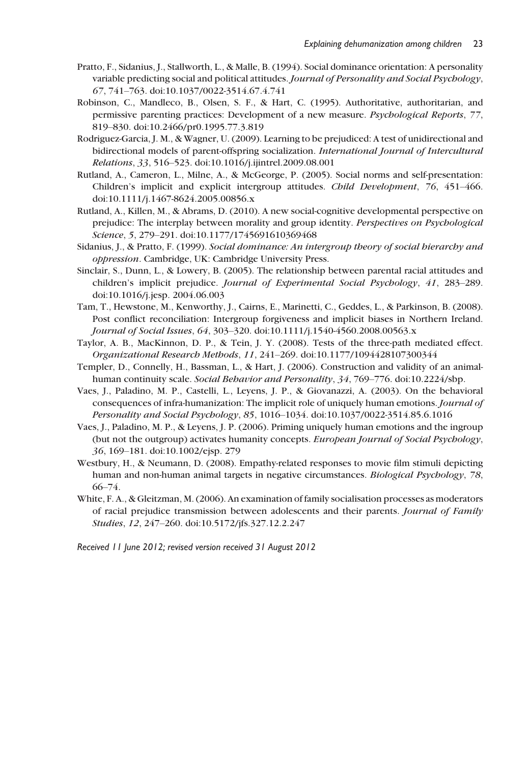Pratto, F., Sidanius, J., Stallworth, L., & Malle, B. (1994). Social dominance orientation: A personality variable predicting social and political attitudes. *Journal of Personality and Social Psychology*, *67*, 741–763. doi:10.1037/0022-3514.67.4.741

Robinson, C., Mandleco, B., Olsen, S. F., & Hart, C. (1995). Authoritative, authoritarian, and permissive parenting practices: Development of a new measure. *Psychological Reports*, *77*, 819–830. doi:10.2466/pr0.1995.77.3.819

Rodriguez-Garcia, J. M., & Wagner, U. (2009). Learning to be prejudiced: A test of unidirectional and bidirectional models of parent-offspring socialization. *International Journal of Intercultural Relations*, *33*, 516–523. doi:10.1016/j.ijintrel.2009.08.001

Rutland, A., Cameron, L., Milne, A., & McGeorge, P. (2005). Social norms and self-presentation: Children's implicit and explicit intergroup attitudes. *Child Development*, *76*, 451–466. doi:10.1111/j.1467-8624.2005.00856.x

Rutland, A., Killen, M., & Abrams, D. (2010). A new social-cognitive developmental perspective on prejudice: The interplay between morality and group identity. *Perspectives on Psychological Science*, *5*, 279–291. doi:10.1177/1745691610369468

Sidanius, J., & Pratto, F. (1999). *Social dominance: An intergroup theory of social hierarchy and oppression*. Cambridge, UK: Cambridge University Press.

Sinclair, S., Dunn, L., & Lowery, B. (2005). The relationship between parental racial attitudes and children's implicit prejudice. *Journal of Experimental Social Psychology*, *41*, 283–289. doi:10.1016/j.jesp. 2004.06.003

Tam, T., Hewstone, M., Kenworthy, J., Cairns, E., Marinetti, C., Geddes, L., & Parkinson, B. (2008). Post conflict reconciliation: Intergroup forgiveness and implicit biases in Northern Ireland. *Journal of Social Issues*, *64*, 303–320. doi:10.1111/j.1540-4560.2008.00563.x

Taylor, A. B., MacKinnon, D. P., & Tein, J. Y. (2008). Tests of the three-path mediated effect. *Organizational Research Methods*, *11*, 241–269. doi:10.1177/1094428107300344

Templer, D., Connelly, H., Bassman, L., & Hart, J. (2006). Construction and validity of an animal-human continuity scale. *Social Behavior and Personality*, *34*, 769–776. doi:10.2224/sbp.

Vaes, J., Paladino, M. P., Castelli, L., Leyens, J. P., & Giovanazzi, A. (2003). On the behavioral consequences of infra-humanization: The implicit role of uniquely human emotions. *Journal of Personality and Social Psychology*, *85*, 1016–1034. doi:10.1037/0022-3514.85.6.1016

Vaes, J., Paladino, M. P., & Leyens, J. P. (2006). Priming uniquely human emotions and the ingroup (but not the outgroup) activates humanity concepts. *European Journal of Social Psychology*, *36*, 169–181. doi:10.1002/ejsp. 279

Westbury, H., & Neumann, D. (2008). Empathy-related responses to movie film stimuli depicting human and non-human animal targets in negative circumstances. *Biological Psychology*, *78*, 66–74.

White, F. A., & Gleitzman, M. (2006). An examination of family socialisation processes as moderators of racial prejudice transmission between adolescents and their parents. *Journal of Family Studies*, *12*, 247–260. doi:10.5172/jfs.327.12.2.247

*Received 11 June 2012; revised version received 31 August 2012*